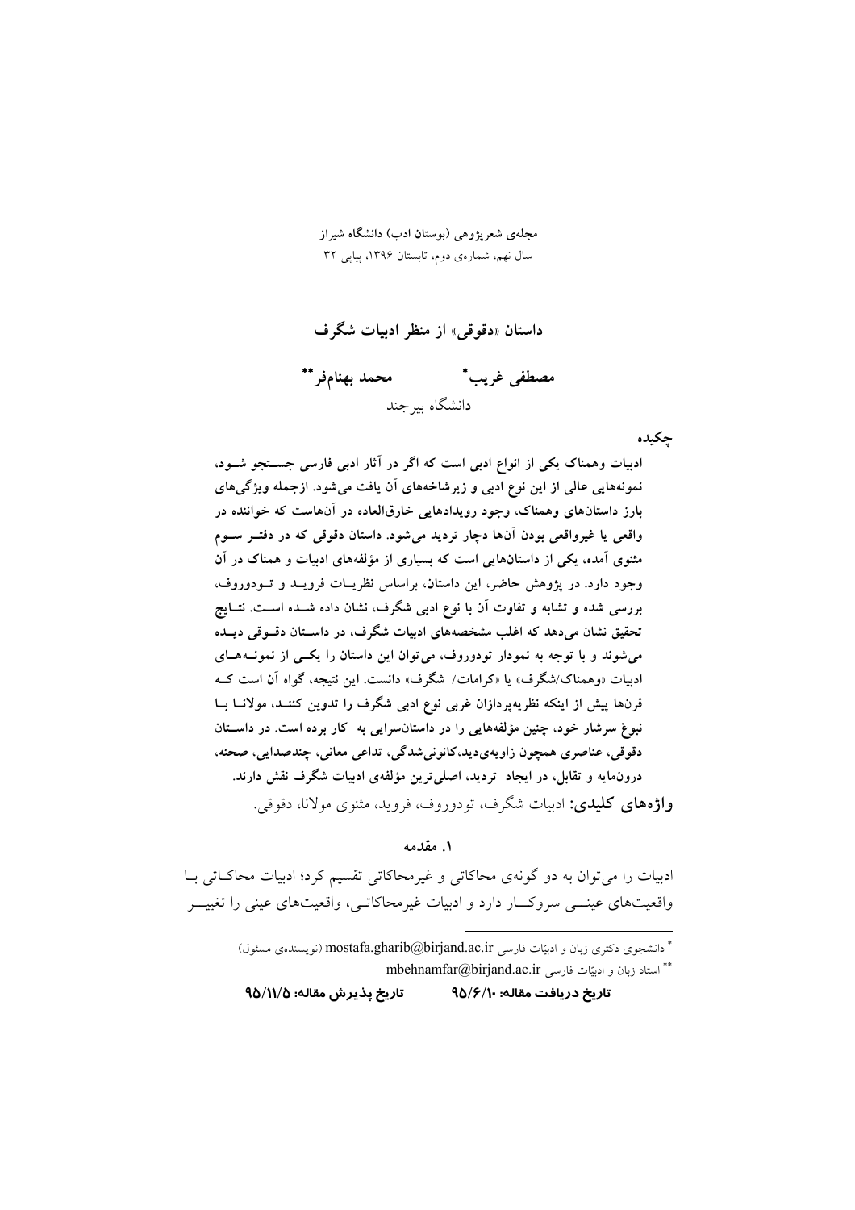مجله‌ی شعرپژوهی (بوستان ادب) دانشگاه شیراز
سال نهم، شماره‌ی دوم، تابستان ۱۳۹۶، پیاپی ۳۲

# داستان «دقوقی» از منظر ادبیات شگرف

**مصطفی غریب*** **محمد بهنام‌فر****

دانشگاه بیرجند

## چکیده

**ادبیات وهمناک یکی از انواع ادبی است که اگر در آثار ادبی فارسی جستجو شود، نمونه‌هایی عالی از این نوع ادبی و زیرشاخه‌های آن یافت می‌شود. ازجمله ویژگی‌های بارز داستان‌های وهمناک، وجود رویدادهایی خارق‌العاده در آن‌هاست که خواننده در واقعی یا غیرواقعی بودن آن‌ها دچار تردید می‌شود. داستان دقوقی که در دفتر سوم مثنوی آمده، یکی از داستان‌هایی است که بسیاری از مؤلفه‌های ادبیات و همناک در آن وجود دارد. در پژوهش حاضر، این داستان، براساس نظریات فروید و تودوروف، بررسی شده و تشابه و تفاوت آن با نوع ادبی شگرف، نشان داده شده است. نتایج تحقیق نشان می‌دهد که اغلب مشخصه‌های ادبیات شگرف، در داستان دقوقی دیده می‌شوند و با توجه به نمودار تودوروف، می‌توان این داستان را یکی از نمونه‌های ادبیات «وهمناک/شگرف» یا «کرامات/ شگرف» دانست. این نتیجه، گواه آن است که قرن‌ها پیش از اینکه نظریه‌پردازان غربی نوع ادبی شگرف را تدوین کنند، مولانا با نبوغ سرشار خود، چنین مؤلفه‌هایی را در داستان‌سرایی به کار برده است. در داستان دقوقی، عناصری همچون زاویه‌ی‌دید،کانونی‌شدگی، تداعی معانی، چندصدایی، صحنه، درون‌مایه و تقابل، در ایجاد تردید، اصلی‌ترین مؤلفه‌ی ادبیات شگرف نقش دارند.**

**واژه‌های کلیدی:** ادبیات شگرف، تودوروف، فروید، مثنوی مولانا، دقوقی.

## ۱. مقدمه

ادبیات را می‌توان به دو گونه‌ی محاکاتی و غیرمحاکاتی تقسیم کرد؛ ادبیات محاکاتی با واقعیت‌های عینی سروکار دارد و ادبیات غیرمحاکاتی، واقعیت‌های عینی را تغییر

---

* دانشجوی دکتری زبان و ادبیّات فارسی mostafa.gharib@birjand.ac.ir (نویسنده‌ی مسئول)

** استاد زبان و ادبیّات فارسی mbehnamfar@birjand.ac.ir

**تاریخ دریافت مقاله: ۹۵/۶/۱۰** **تاریخ پذیرش مقاله: ۹۵/۱۱/۵**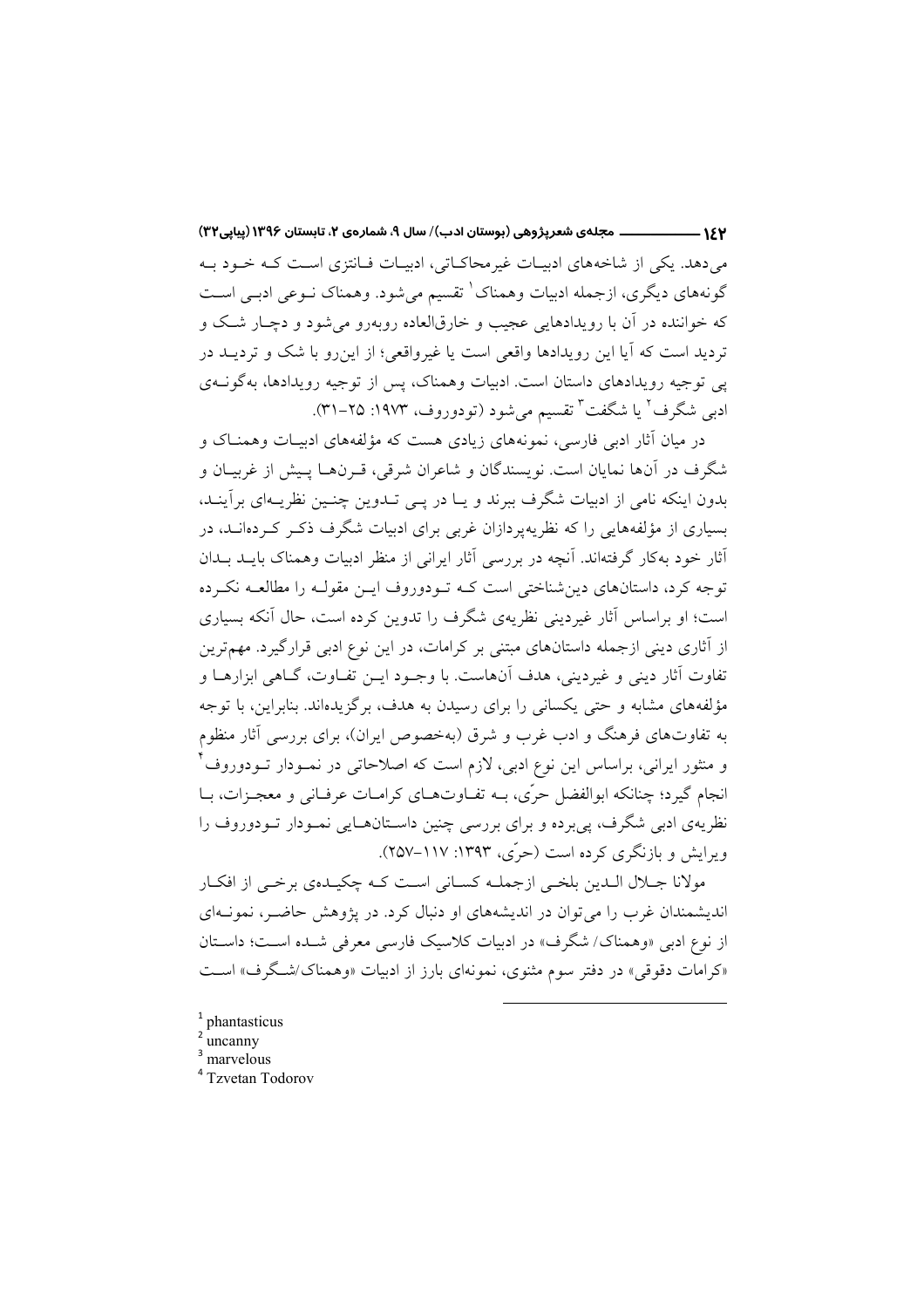می‌دهد. یکی از شاخه‌های ادبیات غیرمحاکاتی، ادبیات فانتزی است که خود به گونه‌های دیگری، ازجمله ادبیات وهمناک[1] تقسیم می‌شود. وهمناک نوعی ادبی است که خواننده در آن با رویدادهایی عجیب و خارق‌العاده روبه‌رو می‌شود و دچار شک و تردید است که آیا این رویدادها واقعی است یا غیرواقعی؛ از این‌رو با شک و تردید در پی توجیه رویدادهای داستان است. ادبیات وهمناک، پس از توجیه رویدادها، به‌گونه‌ی ادبی شگرف[2] یا شگفت[3] تقسیم می‌شود (تودوروف، ۱۹۷۳: ۲۵-۳۱).

در میان آثار ادبی فارسی، نمونه‌های زیادی هست که مؤلفه‌های ادبیات وهمناک و شگرف در آن‌ها نمایان است. نویسندگان و شاعران شرقی، قرن‌ها پیش از غربیان و بدون اینکه نامی از ادبیات شگرف ببرند و یا در پی تدوین چنین نظریه‌ای برآیند، بسیاری از مؤلفه‌هایی را که نظریه‌پردازان غربی برای ادبیات شگرف ذکر کرده‌اند، در آثار خود به‌کار گرفته‌اند. آنچه در بررسی آثار ایرانی از منظر ادبیات وهمناک باید بدان توجه کرد، داستان‌های دین‌شناختی است که تودوروف این مقوله را مطالعه نکرده است؛ او براساس آثار غیردینی نظریه‌ی شگرف را تدوین کرده است، حال آنکه بسیاری از آثاری دینی ازجمله داستان‌های مبتنی بر کرامات، در این نوع ادبی قرارگیرد. مهم‌ترین تفاوت آثار دینی و غیردینی، هدف آن‌هاست. با وجود این تفاوت، گاهی ابزارها و مؤلفه‌های مشابه و حتی یکسانی را برای رسیدن به هدف، برگزیده‌اند. بنابراین، با توجه به تفاوت‌های فرهنگ و ادب غرب و شرق (به‌خصوص ایران)، برای بررسی آثار منظوم و منثور ایرانی، براساس این نوع ادبی، لازم است که اصلاحاتی در نمودار تودوروف[4] انجام گیرد؛ چنانکه ابوالفضل حرّی، به تفاوت‌های کرامات عرفانی و معجزات، با نظریه‌ی ادبی شگرف، پی‌برده و برای بررسی چنین داستان‌هایی نمودار تودوروف را ویرایش و بازنگری کرده است (حرّی، ۱۳۹۳: ۱۱۷-۲۵۷).

مولانا جلال الدین بلخی ازجمله کسانی است که چکیده‌ی برخی از افکار اندیشمندان غرب را می‌توان در اندیشه‌های او دنبال کرد. در پژوهش حاضر، نمونه‌ای از نوع ادبی «وهمناک/ شگرف» در ادبیات کلاسیک فارسی معرفی شده است؛ داستان «کرامات دقوقی» در دفتر سوم مثنوی، نمونه‌ای بارز از ادبیات «وهمناک/شگرف» است

---

[1] phantasticus
[2] uncanny
[3] marvelous
[4] Tzvetan Todorov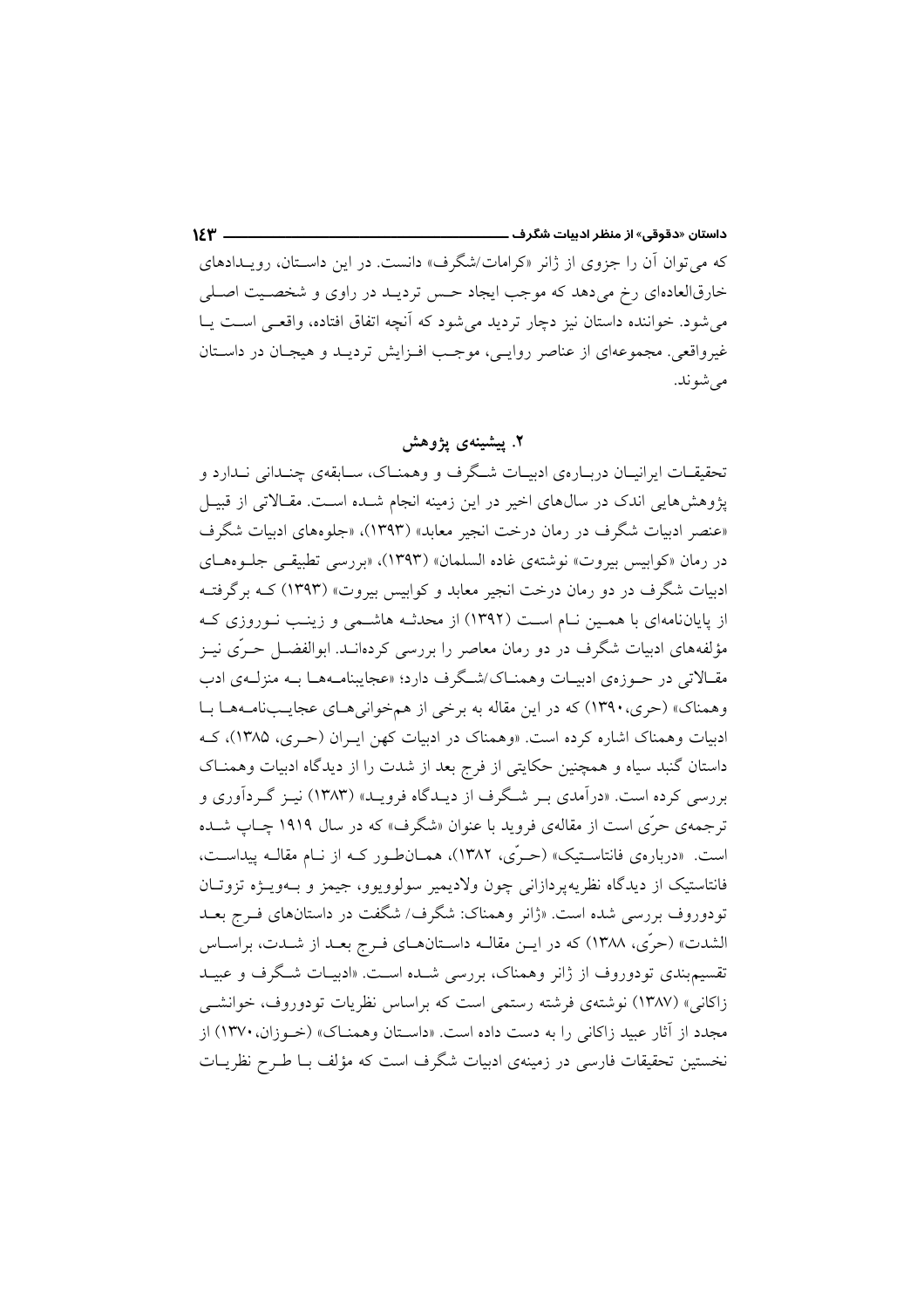که می‌توان آن را جزوی از ژانر «کرامات/شگرف» دانست. در این داستان، رویدادهای خارق‌العاده‌ای رخ می‌دهد که موجب ایجاد حس تردید در راوی و شخصیت اصلی می‌شود. خواننده داستان نیز دچار تردید می‌شود که آنچه اتفاق افتاده، واقعی است یا غیرواقعی. مجموعه‌ای از عناصر روایی، موجب افزایش تردید و هیجان در داستان می‌شوند.

## ۲. پیشینه‌ی پژوهش

تحقیقات ایرانیان درباره‌ی ادبیات شگرف و وهمناک، سابقه‌ی چندانی ندارد و پژوهش‌هایی اندک در سال‌های اخیر در این زمینه انجام شده است. مقالاتی از قبیل «عنصر ادبیات شگرف در رمان درخت انجیر معابد» (۱۳۹۳)، «جلوه‌های ادبیات شگرف در رمان «کوابیس بیروت» نوشته‌ی غاده السلمان» (۱۳۹۳)، «بررسی تطبیقی جلوه‌های ادبیات شگرف در دو رمان درخت انجیر معابد و کوابیس بیروت» (۱۳۹۳) که برگرفته از پایان‌نامه‌ای با همین نام است (۱۳۹۲) از محدثه هاشمی و زینب نوروزی که مؤلفه‌های ادبیات شگرف در دو رمان معاصر را بررسی کرده‌اند. ابوالفضل حرّی نیز مقالاتی در حوزه‌ی ادبیات وهمناک/شگرف دارد؛ «عجایبنامه‌ها به منزله‌ی ادب وهمناک» (حری،۱۳۹۰) که در این مقاله به برخی از همخوانی‌های عجایب‌نامه‌ها با ادبیات وهمناک اشاره کرده است. «وهمناک در ادبیات کهن ایران (حری، ۱۳۸۵)، که داستان گنبد سیاه و همچنین حکایتی از فرج بعد از شدت را از دیدگاه ادبیات وهمناک بررسی کرده است. «درآمدی بر شگرف از دیدگاه فروید» (۱۳۸۳) نیز گردآوری و ترجمه‌ی حرّی است از مقاله‌ی فروید با عنوان «شگرف» که در سال ۱۹۱۹ چاپ شده است. «درباره‌ی فانتاستیک» (حرّی، ۱۳۸۲)، همان‌طور که از نام مقاله پیداست، فانتاستیک از دیدگاه نظریه‌پردازانی چون ولادیمیر سولوویوو، جیمز و به‌ویژه تزوتان تودوروف بررسی شده است. «ژانر وهمناک: شگرف/ شگفت در داستان‌های فرج بعد الشدت» (حرّی، ۱۳۸۸) که در این مقاله داستان‌های فرج بعد از شدت، براساس تقسیم‌بندی تودوروف از ژانر وهمناک، بررسی شده است. «ادبیات شگرف و عبید زاکانی» (۱۳۸۷) نوشته‌ی فرشته رستمی است که براساس نظریات تودوروف، خوانشی مجدد از آثار عبید زاکانی را به دست داده است. «داستان وهمناک» (خوزان، ۱۳۷۰) از نخستین تحقیقات فارسی در زمینه‌ی ادبیات شگرف است که مؤلف با طرح نظریات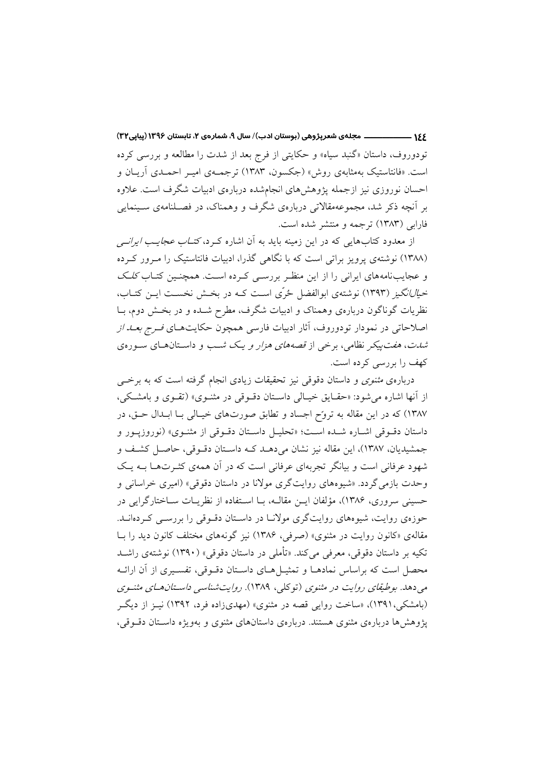تودوروف، داستان «گنبد سیاه» و حکایتی از فرج بعد از شدت را مطالعه و بررسی کرده است. «فانتاستیک به‌مثابه‌ی روش» (جکسون، ۱۳۸۳) ترجمه‌ی امیر احمدی آریان و احسان نوروزی نیز ازجمله پژوهش‌های انجام‌شده درباره‌ی ادبیات شگرف است. علاوه بر آنچه ذکر شد، مجموعه‌مقالاتی درباره‌ی شگرف و وهمناک، در فصلنامه‌ی سینمایی فارابی (۱۳۸۳) ترجمه و منتشر شده است.

از معدود کتاب‌هایی که در این زمینه باید به آن اشاره کرد، *کتاب عجایب ایرانی* (۱۳۸۸) نوشته‌ی پرویز براتی است که با نگاهی گذرا، ادبیات فانتاستیک را مرور کرده و عجایب‌نامه‌های ایرانی را از این منظر بررسی کرده است. همچنین کتاب *کلک خیال‌انگیز* (۱۳۹۳) نوشته‌ی ابوالفضل حُرّی است که در بخش نخست این کتاب، نظریات گوناگون درباره‌ی وهمناک و ادبیات شگرف، مطرح شده و در بخش دوم، با اصلاحاتی در نمودار تودوروف، آثار ادبیات فارسی همچون حکایت‌های *فرج بعد از شدت*، *هفت‌پیکر* نظامی، برخی از *قصه‌های هزار و یک شب* و داستان‌های سوره‌ی کهف را بررسی کرده است.

درباره‌ی *مثنوی* و داستان دقوقی نیز تحقیقات زیادی انجام گرفته است که به برخی از آنها اشاره می‌شود: «حقایق خیالی داستان دقوقی در مثنوی» (تقوی و بامشکی، ۱۳۸۷) که در این مقاله به تروّح اجساد و تطابق صورت‌های خیالی با ابدال حق، در داستان دقوقی اشاره شده است؛ «تحلیل داستان دقوقی از مثنوی» (نوروزپور و جمشیدیان، ۱۳۸۷)، این مقاله نیز نشان می‌دهد که داستان دقوقی، حاصل کشف و شهود عرفانی است و بیانگر تجربه‌ای عرفانی است که در آن همه‌ی کثرت‌ها به یک وحدت بازمی‌گردد. «شیوه‌های روایت‌گری مولانا در داستان دقوقی» (امیری خراسانی و حسینی سروری، ۱۳۸۶)، مؤلفان این مقاله، با استفاده از نظریات ساختارگرایی در حوزه‌ی روایت، شیوه‌های روایت‌گری مولانا در داستان دقوقی را بررسی کرده‌اند. مقاله‌ی «کانون روایت در مثنوی» (صرفی، ۱۳۸۶) نیز گونه‌های مختلف کانون دید را با تکیه بر داستان دقوقی، معرفی می‌کند. «تأملی در داستان دقوقی» (۱۳۹۰) نوشته‌ی راشد محصل است که براساس نمادها و تمثیل‌های داستان دقوقی، تفسیری از آن ارائه می‌دهد. *بوطیقای روایت در مثنوی* (توکلی، ۱۳۸۹). *روایت‌شناسی داستان‌های مثنوی* (بامشکی،۱۳۹۱)، «ساخت روایی قصه در مثنوی» (مهدی‌زاده فرد، ۱۳۹۲) نیز از دیگر پژوهش‌ها درباره‌ی مثنوی هستند. درباره‌ی داستان‌های مثنوی و به‌ویژه داستان دقوقی،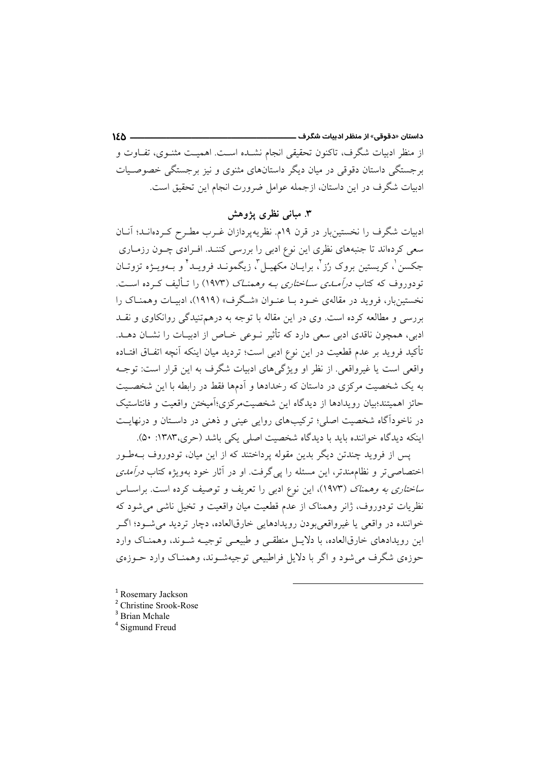از منظر ادبیات شگرف، تاکنون تحقیقی انجام نشده است. اهمیت مثنوی، تفاوت و برجستگی داستان دقوقی در میان داستان‌های مثنوی و نیز برجستگی خصوصیات ادبیات شگرف در این داستان، ازجمله عوامل ضرورت انجام این تحقیق است.

## ۳. مبانی نظری پژوهش

ادبیات شگرف را نخستین‌بار در قرن ۱۹م. نظریه‌پردازان غرب مطرح کرده‌اند؛ آنان سعی کرده‌اند تا جنبه‌های نظری این نوع ادبی را بررسی کنند. افرادی چون رزماری جکسن[1]، کریستین بروک رُز[2]، برایان مکهیل[3]، زیگموند فروید[4] و به‌ویژه تزوتان تودوروف که کتاب *درآمدی ساختاری به وهمناک* (۱۹۷۳) را تألیف کرده است. نخستین‌بار، فروید در مقاله‌ی خود با عنوان «شگرف» (۱۹۱۹)، ادبیات وهمناک را بررسی و مطالعه کرده است. وی در این مقاله با توجه به درهم‌تنیدگی روانکاوی و نقد ادبی، همچون ناقدی ادبی سعی دارد که تأثیر نوعی خاص از ادبیات را نشان دهد. تأکید فروید بر عدم قطعیت در این نوع ادبی است؛ تردید میان اینکه آنچه اتفاق افتاده واقعی است یا غیرواقعی. از نظر او ویژگی‌های ادبیات شگرف به این قرار است: توجه به یک شخصیت مرکزی در داستان که رخدادها و آدم‌ها فقط در رابطه با این شخصیت حائز اهمیتند؛بیان رویدادها از دیدگاه این شخصیت‌مرکزی؛آمیختن واقعیت و فانتاستیک در ناخودآگاه شخصیت اصلی؛ ترکیب‌های روایی عینی و ذهنی در داستان و درنهایت اینکه دیدگاه خواننده باید با دیدگاه شخصیت اصلی یکی باشد (حری،۱۳۸۳: ۵۰).

پس از فروید چندتن دیگر بدین مقوله پرداختند که از این میان، تودوروف به‌طور اختصاصی‌تر و نظام‌مندتر، این مسئله را پی‌گرفت. او در آثار خود به‌ویژه کتاب *درآمدی ساختاری به وهمناک* (۱۹۷۳)، این نوع ادبی را تعریف و توصیف کرده است. براساس نظریات تودوروف، ژانر وهمناک از عدم قطعیت میان واقعیت و تخیل ناشی می‌شود که خواننده در واقعی یا غیرواقعی‌بودن رویدادهایی خارق‌العاده، دچار تردید می‌شود؛ اگر این رویدادهای خارق‌العاده، با دلایل منطقی و طبیعی توجیه شوند، وهمناک وارد حوزه‌ی شگرف می‌شود و اگر با دلایل فراطبیعی توجیه‌شوند، وهمناک وارد حوزه‌ی

---

[1] Rosemary Jackson
[2] Christine Srook-Rose
[3] Brian Mchale
[4] Sigmund Freud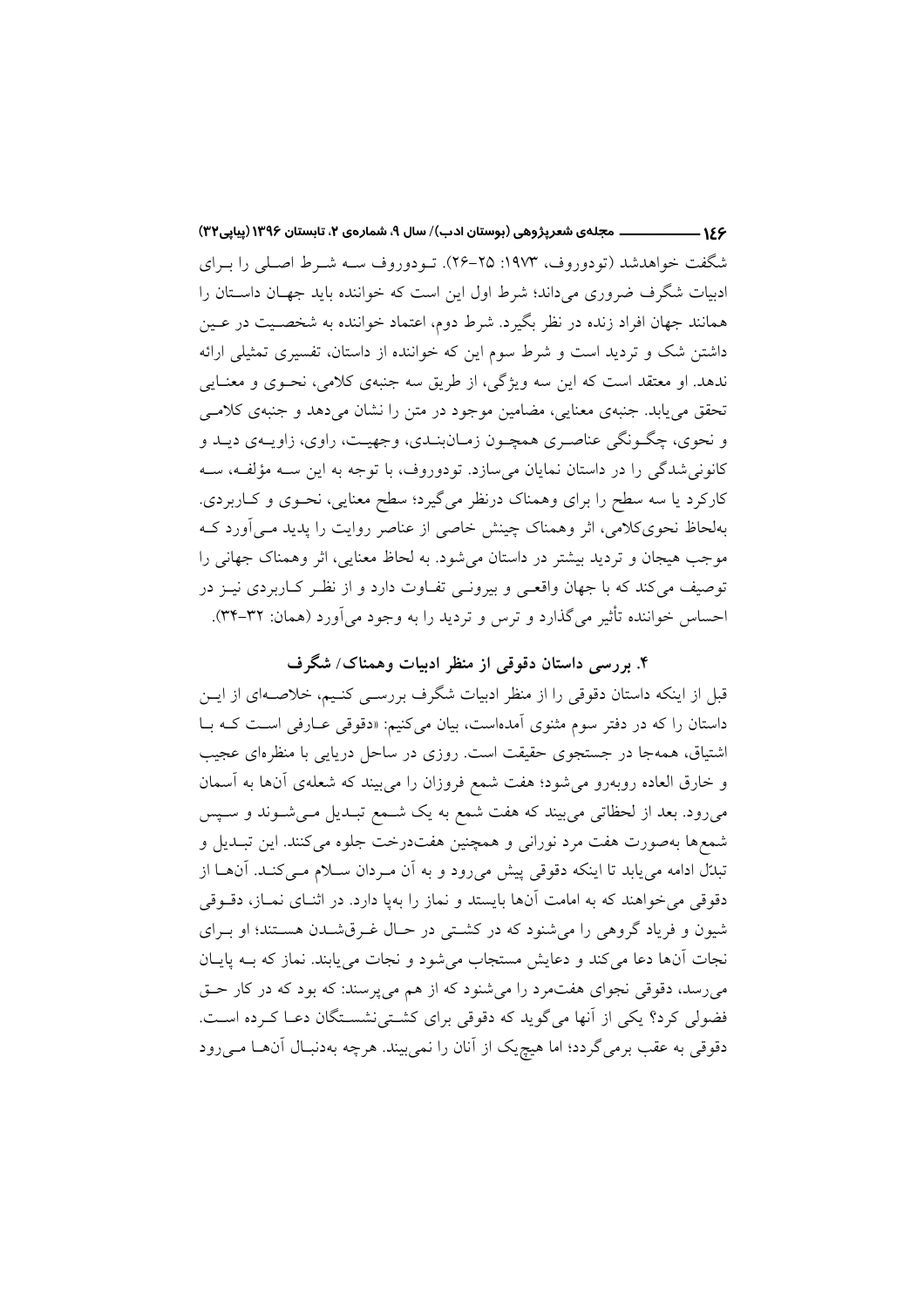شگفت خواهدشد (تودوروف، ۱۹۷۳: ۲۵-۲۶). تودوروف سه شرط اصلی را برای ادبیات شگرف ضروری می‌داند؛ شرط اول این است که خواننده باید جهان داستان را همانند جهان افراد زنده در نظر بگیرد. شرط دوم، اعتماد خواننده به شخصیت در عین داشتن شک و تردید است و شرط سوم این که خواننده از داستان، تفسیری تمثیلی ارائه ندهد. او معتقد است که این سه ویژگی، از طریق سه جنبه‌ی کلامی، نحوی و معنایی تحقق می‌یابد. جنبه‌ی معنایی، مضامین موجود در متن را نشان می‌دهد و جنبه‌ی کلامی و نحوی، چگونگی عناصری همچون زمان‌بندی، وجهیت، راوی، زاویه‌ی دید و کانونی‌شدگی را در داستان نمایان می‌سازد. تودوروف، با توجه به این سه مؤلفه، سه کارکرد یا سه سطح را برای وهمناک درنظر می‌گیرد؛ سطح معنایی، نحوی و کاربردی. به‌لحاظ نحوی‌کلامی، اثر وهمناک چینش خاصی از عناصر روایت را پدید می‌آورد که موجب هیجان و تردید بیشتر در داستان می‌شود. به لحاظ معنایی، اثر وهمناک جهانی را توصیف می‌کند که با جهان واقعی و بیرونی تفاوت دارد و از نظر کاربردی نیز در احساس خواننده تأثیر می‌گذارد و ترس و تردید را به وجود می‌آورد (همان: ۳۲-۳۴).

## ۴. بررسی داستان دقوقی از منظر ادبیات وهمناک/ شگرف

قبل از اینکه داستان دقوقی را از منظر ادبیات شگرف بررسی کنیم، خلاصه‌ای از این داستان را که در دفتر سوم مثنوی آمده‌است، بیان می‌کنیم: «دقوقی عارفی است که با اشتیاق، همه‌جا در جستجوی حقیقت است. روزی در ساحل دریایی با منظره‌ای عجیب و خارق العاده روبه‌رو می‌شود؛ هفت شمع فروزان را می‌بیند که شعله‌ی آن‌ها به آسمان می‌رود. بعد از لحظاتی می‌بیند که هفت شمع به یک شمع تبدیل می‌شوند و سپس شمع‌ها به‌صورت هفت مرد نورانی و همچنین هفت‌درخت جلوه می‌کنند. این تبدیل و تبدّل ادامه می‌یابد تا اینکه دقوقی پیش می‌رود و به آن مردان سلام می‌کند. آن‌ها از دقوقی می‌خواهند که به امامت آن‌ها بایستد و نماز را به‌پا دارد. در اثنای نماز، دقوقی شیون و فریاد گروهی را می‌شنود که در کشتی در حال غرق‌شدن هستند؛ او برای نجات آن‌ها دعا می‌کند و دعایش مستجاب می‌شود و نجات می‌یابند. نماز که به پایان می‌رسد، دقوقی نجوای هفت‌مرد را می‌شنود که از هم می‌پرسند: که بود که در کار حق فضولی کرد؟ یکی از آنها می‌گوید که دقوقی برای کشتی‌نشستگان دعا کرده است. دقوقی به عقب برمی‌گردد؛ اما هیچ‌یک از آنان را نمی‌بیند. هرچه به‌دنبال آن‌ها می‌رود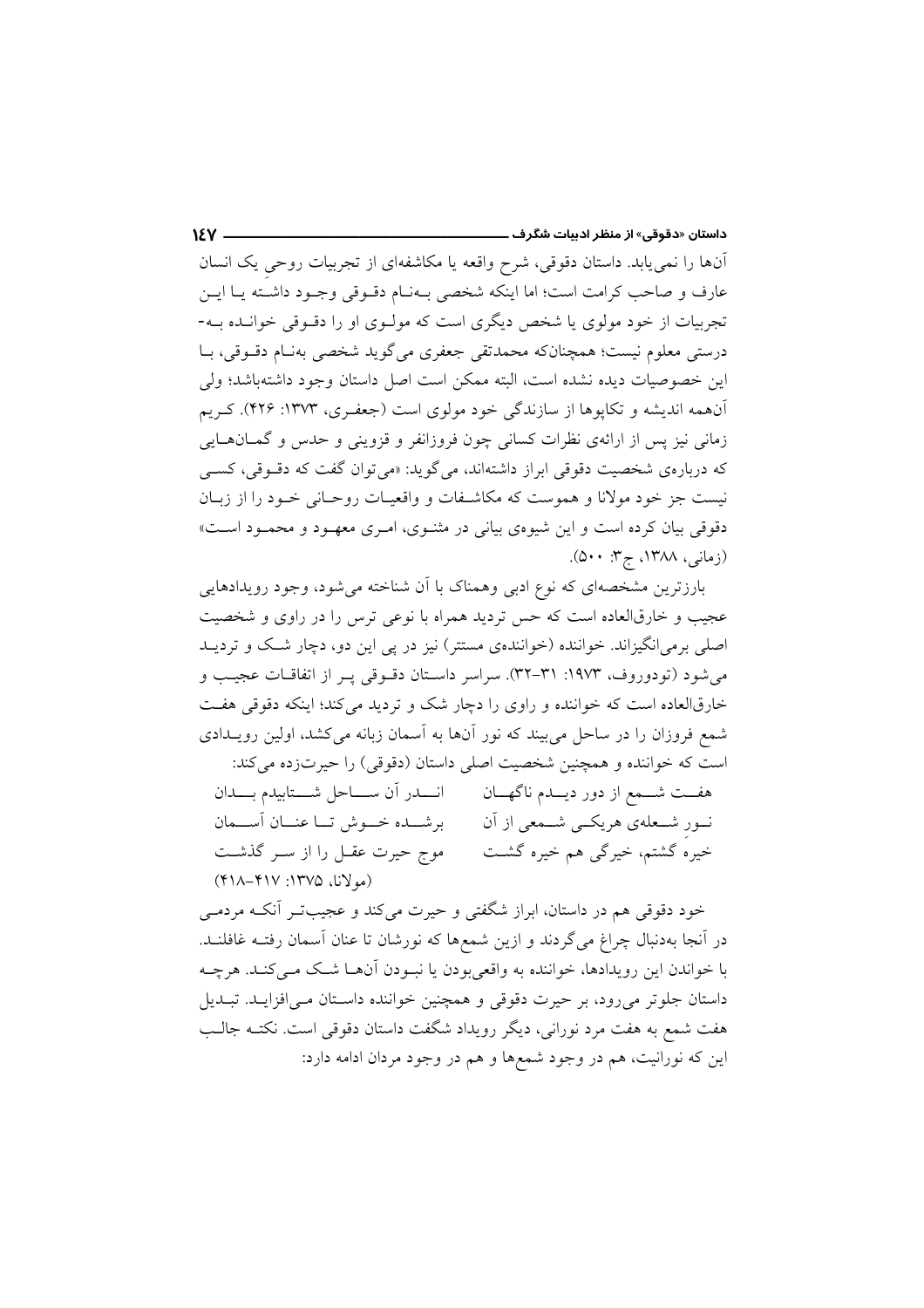آن‌ها را نمی‌یابد. داستان دقوقی، شرح واقعه یا مکاشفه‌ای از تجربیات روحیِ یک انسان عارف و صاحب کرامت است؛ اما اینکه شخصی بـه‌نـام دقـوقی وجـود داشـته یـا ایـن تجربیات از خود مولوی یا شخص دیگری است که مولـوی او را دقـوقی خوانـده بـه‌درستی معلوم نیست؛ همچنان‌که محمدتقی جعفری می‌گوید شخصی به‌نام دقـوقی، بـا این خصوصیات دیده نشده است، البته ممکن است اصل داستان وجود داشته‌باشد؛ ولی آن‌همه اندیشه و تکاپوها از سازندگی خود مولوی است (جعفـری، ۱۳۷۳: ۴۲۶). کـریم زمانی نیز پس از ارائه‌ی نظرات کسانی چون فروزانفر و قزوینی و حدس و گمـان‌هـایی که درباره‌ی شخصیت دقوقی ابراز داشته‌اند، می‌گوید: «می‌توان گفت که دقـوقی، کسـی نیست جز خود مولانا و هموست که مکاشـفات و واقعیـات روحـانی خـود را از زبـان دقوقی بیان کرده است و این شیوه‌ی بیانی در مثنـوی، امـری معهـود و محمـود اسـت» (زمانی، ۱۳۸۸، ج۳: ۵۰۰).

بارزترین مشخصه‌ای که نوع ادبی وهمناک با آن شناخته می‌شود، وجود رویدادهایی عجیب و خارق‌العاده است که حس تردید همراه با نوعی ترس را در راوی و شخصیت اصلی برمی‌انگیزاند. خواننده (خواننده‌ی مستتر) نیز در پی این دو، دچار شـک و تردیـد می‌شود (تودوروف، ۱۹۷۳: ۳۱-۳۲). سراسر داسـتان دقـوقی پـر از اتفاقـات عجیـب و خارق‌العاده است که خواننده و راوی را دچار شک و تردید می‌کند؛ اینکه دقوقی هفـت شمع فروزان را در ساحل می‌بیند که نور آن‌ها به آسمان زبانه می‌کشد، اولین رویـدادی است که خواننده و همچنین شخصیت اصلی داستان (دقوقی) را حیرت‌زده می‌کند:

هفـت شـمع از دور دیـدم ناگهـان ... انـدر آن سـاحل شـتابیدم بـدان
نـور شـعله‌ی هریکـی شـمعی از آن ... برشـده خـوش تـا عنـان آسـمان
خیرهَ گشتم، خیرگی هم خیره گشـت ... موج حیرت عقـل را از سـر گذشـت

(مولانا، ۱۳۷۵: ۴۱۷-۴۱۸)

خود دقوقی هم در داستان، ابراز شگفتی و حیرت می‌کند و عجیب‌تـر آنکـه مردمـی در آنجا به‌دنبال چراغ می‌گردند و ازین شمع‌ها که نورشان تا عنان آسمان رفتـه غافلنـد. با خواندن این رویدادها، خواننده به واقعی‌بودن یا نبـودن آن‌هـا شـک مـی‌کنـد. هرچـه داستان جلوتر می‌رود، بر حیرت دقوقی و همچنین خواننده داسـتان مـی‌افزایـد. تبـدیل هفت شمع به هفت مرد نورانی، دیگر رویداد شگفت داستان دقوقی است. نکتـه جالـب این که نورانیت، هم در وجود شمع‌ها و هم در وجود مردان ادامه دارد: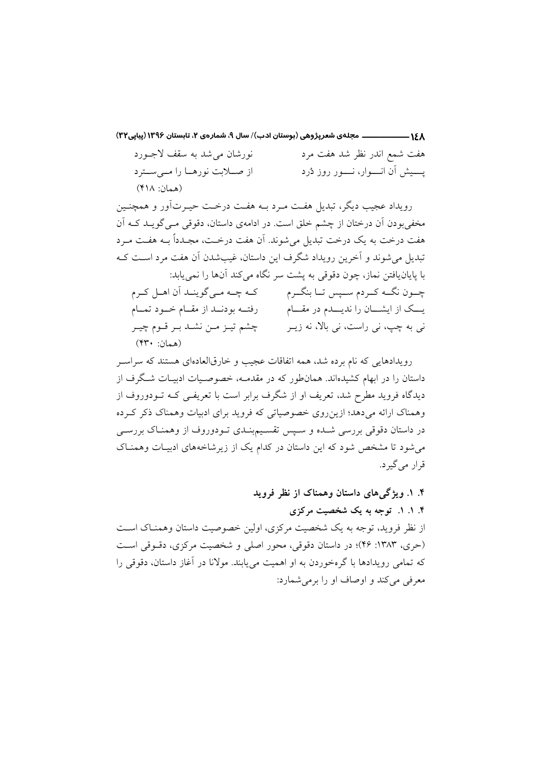هفت شمع اندر نظر شد هفت مرد — نورشان می‌شد به سقف لاجورد

پیش آن انوار، نور روز دُرد — از صلابت نورها را می‌سترد

(همان: ۴۱۸)

رویداد عجیب دیگر، تبدیل هفت مرد به هفت درخت حیرت‌آور و همچنین مخفی‌بودن آن درختان از چشم خلق است. در ادامه‌ی داستان، دقوقی می‌گوید که آن هفت درخت به یک درخت تبدیل می‌شوند. آن هفت درخت، مجدداً به هفت مرد تبدیل می‌شوند و آخرین رویداد شگرف این داستان، غیب‌شدن آن هفت مرد است که با پایان‌یافتن نماز، چون دقوقی به پشت سر نگاه می‌کند آن‌ها را نمی‌یابد:

چون نگه کردم سپس تا بنگرم — که چه می‌گویند آن اهل کرم

یک از ایشان را ندیدم در مقام — رفته بودند از مقام خود تمام

نی به چپ، نی راست، نی بالا، نه زیر — چشم تیز من نشد بر قوم چیر

(همان: ۴۳۰)

رویدادهایی که نام برده شد، همه اتفاقات عجیب و خارق‌العاده‌ای هستند که سراسر داستان را در ابهام کشیده‌اند. همان‌طور که در مقدمه، خصوصیات ادبیات شگرف از دیدگاه فروید مطرح شد، تعریف او از شگرف برابر است با تعریفی که تودوروف از وهمناک ارائه می‌دهد؛ ازین‌روی خصوصیاتی که فروید برای ادبیات وهمناک ذکر کرده در داستان دقوقی بررسی شده و سپس تقسیم‌بندی تودوروف از وهمناک بررسی می‌شود تا مشخص شود که این داستان در کدام یک از زیرشاخه‌های ادبیات وهمناک قرار می‌گیرد.

## ۴. ۱. ویژگی‌های داستان وهمناک از نظر فروید

### ۴. ۱. ۱. توجه به یک شخصیت مرکزی

از نظر فروید، توجه به یک شخصیت مرکزی، اولین خصوصیت داستان وهمناک است (حری، ۱۳۸۳: ۴۶)؛ در داستان دقوقی، محور اصلی و شخصیت مرکزی، دقوقی است که تمامی رویدادها با گره‌خوردن به او اهمیت می‌یابند. مولانا در آغاز داستان، دقوقی را معرفی می‌کند و اوصاف او را برمی‌شمارد: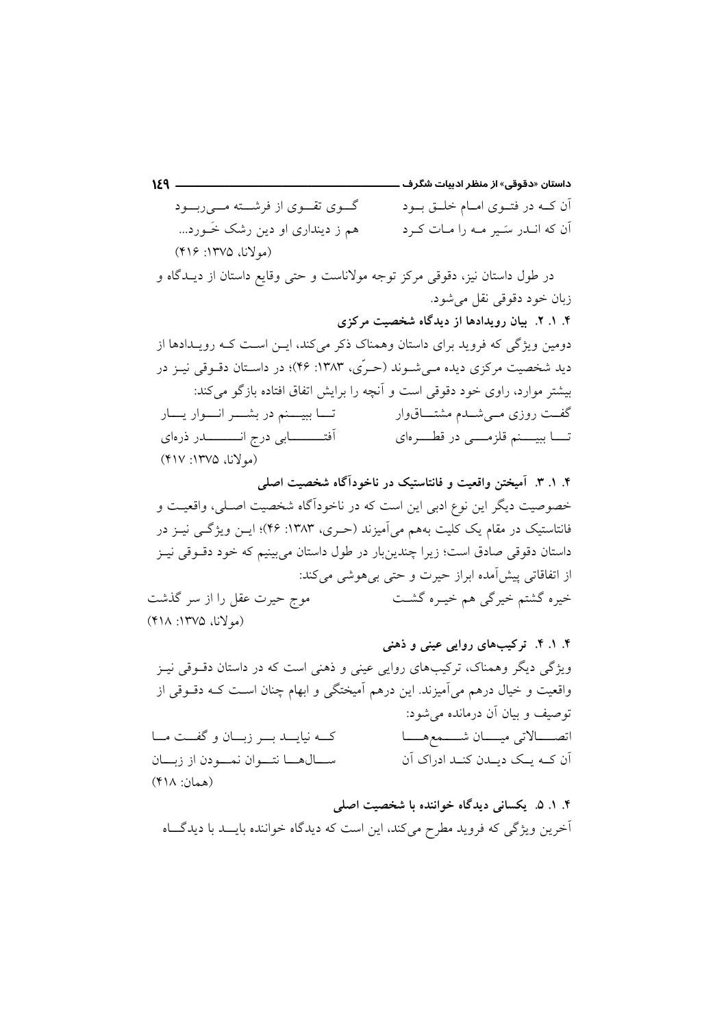آن کــه در فتــوی امــام خلــق بــود　　　گــوی تقــوی از فرشــته مــی‌ربــود

آن که انــدر سَیر مــه را مــات کــرد　　　هم ز دینداری او دین رشک خَــورد...

(مولانا، ۱۳۷۵: ۴۱۶)

در طول داستان نیز، دقوقی مرکز توجه مولاناست و حتی وقایع داستان از دیــدگاه و زبان خود دقوقی نقل می‌شود.

**۴. ۱. ۲. بیان رویدادها از دیدگاه شخصیت مرکزی**

دومین ویژگی که فروید برای داستان وهمناک ذکر می‌کند، ایــن اســت کــه رویــدادها از دید شخصیت مرکزی دیده مــی‌شــوند (حــرّی، ۱۳۸۳: ۴۶)؛ در داســتان دقــوقی نیــز در بیشتر موارد، راوی خود دقوقی است و آنچه را برایش اتفاق افتاده بازگو می‌کند:

گفــت روزی مــی‌شــدم مشتــاق‌وار　　　تــا ببیــنم در بشــر انــوار یــار

تــا ببیــنم قلزمــی در قطــره‌ای　　　آفتــابی درج انــدر ذره‌ای

(مولانا، ۱۳۷۵: ۴۱۷)

**۴. ۱. ۳. آمیختن واقعیت و فانتاستیک در ناخودآگاه شخصیت اصلی**

خصوصیت دیگر این نوع ادبی این است که در ناخودآگاه شخصیت اصــلی، واقعیــت و فانتاستیک در مقام یک کلیت به‌هم می‌آمیزند (حــری، ۱۳۸۳: ۴۶)؛ ایــن ویژگــی نیــز در داستان دقوقی صادق است؛ زیرا چندین‌بار در طول داستان می‌بینیم که خود دقــوقی نیــز از اتفاقاتی پیش‌آمده ابراز حیرت و حتی بی‌هوشی می‌کند:

خیره گشتم خیرگی هم خیــره گشــت　　　موج حیرت عقل را از سر گذشت

(مولانا، ۱۳۷۵: ۴۱۸)

**۴. ۱. ۴. ترکیب‌های روایی عینی و ذهنی**

ویژگی دیگر وهمناک، ترکیب‌های روایی عینی و ذهنی است که در داستان دقــوقی نیــز واقعیت و خیال درهم می‌آمیزند. این درهم آمیختگی و ابهام چنان اســت کــه دقــوقی از توصیف و بیان آن درمانده می‌شود:

اتصــالاتی میــان شــمع‌هــا　　　کــه نیایــد بــر زبــان و گفــت مــا

آن کــه یــک دیــدن کنــد ادراک آن　　　ســال‌هــا نتــوان نمــودن از زبــان

(همان: ۴۱۸)

**۴. ۱. ۵. یکسانی دیدگاه خواننده با شخصیت اصلی**

آخرین ویژگی که فروید مطرح می‌کند، این است که دیدگاه خواننده بایــد با دیدگــاه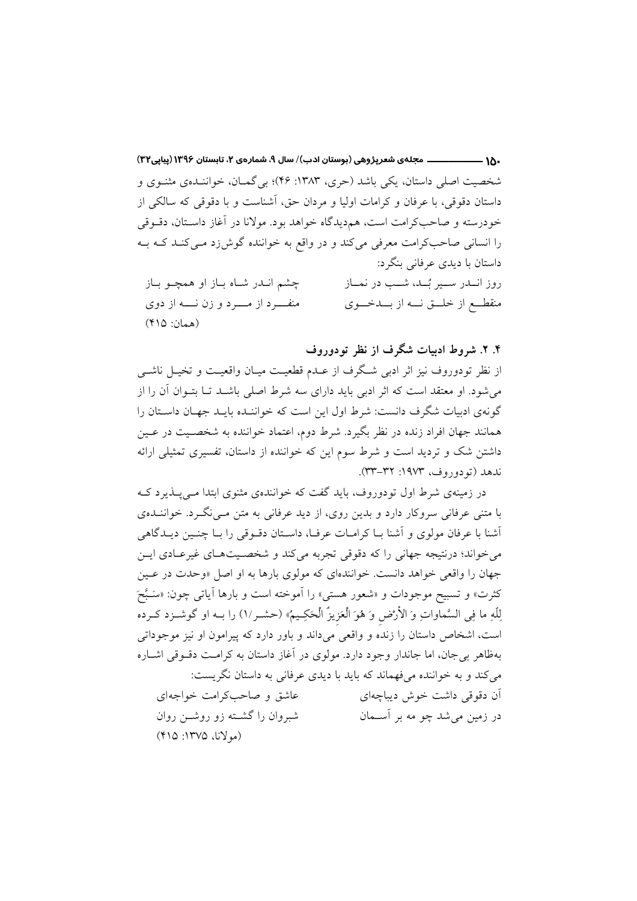شخصیت اصلی داستان، یکی باشد (حری، ۱۳۸۳: ۴۶)؛ بی‌گمان، خواننده‌ی مثنوی و داستان دقوقی، با عرفان و کرامات اولیا و مردان حق، آشناست و با دقوقی که سالکی از خودرسته و صاحب‌کرامت است، هم‌دیدگاه خواهد بود. مولانا در آغاز داستان، دقوقی را انسانی صاحب‌کرامت معرفی می‌کند و در واقع به خواننده گوش‌زد می‌کند که به داستان با دیدی عرفانی بنگرد:

روز اندر سیر بُد، شب در نماز &nbsp;&nbsp;&nbsp;&nbsp; چشم اندر شاه باز او همچو باز

منقطع از خلق نه از بدخوی &nbsp;&nbsp;&nbsp;&nbsp; منفرد از مرد و زن نه از دوی

(همان: ۴۱۵)

### ۴. ۲. شروط ادبیات شگرف از نظر تودوروف

از نظر تودوروف نیز اثر ادبی شگرف از عدم قطعیت میان واقعیت و تخیل ناشی می‌شود. او معتقد است که اثر ادبی باید دارای سه شرط اصلی باشد تا بتوان آن را از گونه‌ی ادبیات شگرف دانست: شرط اول این است که خواننده باید جهان داستان را همانند جهان افراد زنده در نظر بگیرد. شرط دوم، اعتماد خواننده به شخصیت در عین داشتن شک و تردید است و شرط سوم این که خواننده از داستان، تفسیری تمثیلی ارائه ندهد (تودوروف، ۱۹۷۳: ۳۲-۳۳).

در زمینه‌ی شرط اول تودوروف، باید گفت که خواننده‌ی مثنوی ابتدا می‌پذیرد که با متنی عرفانی سروکار دارد و بدین روی، از دید عرفانی به متن می‌نگرد. خواننده‌ی آشنا با عرفان مولوی و آشنا با کرامات عرفا، داستان دقوقی را با چنین دیدگاهی می‌خواند؛ درنتیجه جهانی را که دقوقی تجربه می‌کند و شخصیت‌های غیرعادی این جهان را واقعی خواهد دانست. خواننده‌ای که مولوی بارها به او اصل «وحدت در عین کثرت» و تسبیح موجودات و «شعور هستی» را آموخته است و بارها آیاتی چون: «سَبَّحَ لِلّهِ ما فِی السَّماواتِ وَ الأرْضِ وَ هُوَ الْعَزِیزُ الْحَکِیمُ» (حشر/۱) را به او گوشزد کرده است، اشخاص داستان را زنده و واقعی می‌داند و باور دارد که پیرامون او نیز موجوداتی به‌ظاهر بی‌جان، اما جاندار وجود دارد. مولوی در آغاز داستان به کرامت دقوقی اشاره می‌کند و به خواننده می‌فهماند که باید با دیدی عرفانی به داستان نگریست:

آن دقوقی داشت خوش دیباچه‌ای &nbsp;&nbsp;&nbsp;&nbsp; عاشق و صاحب‌کرامت خواجه‌ای

در زمین می‌شد چو مه بر آسمان &nbsp;&nbsp;&nbsp;&nbsp; شبروان را گشته زو روشن روان

(مولانا، ۱۳۷۵: ۴۱۵)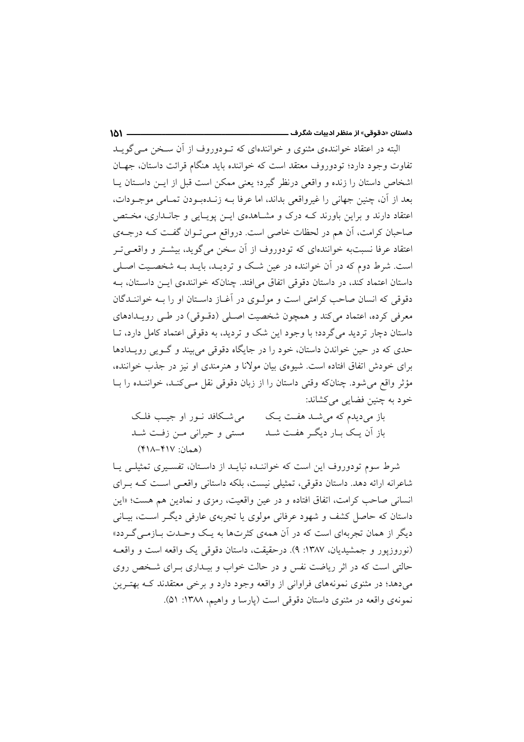البته در اعتقاد خواننده‌ی مثنوی و خواننده‌ای که تودوروف از آن سخن می‌گوید تفاوت وجود دارد؛ تودوروف معتقد است که خواننده باید هنگام قرائت داستان، جهان اشخاص داستان را زنده و واقعی درنظر گیرد؛ یعنی ممکن است قبل از این داستان یا بعد از آن، چنین جهانی را غیرواقعی بداند، اما عرفا بـه زنـده‌بـودن تمـامی موجـودات، اعتقاد دارند و براین باورند کـه درک و مشـاهده‌ی ایـن پویـایی و جانـداری، مخـتص صاحبان کرامت، آن هم در لحظات خاصی است. درواقع مـی‌تـوان گفـت کـه درجـه‌ی اعتقاد عرفا نسبت‌به خواننده‌ای که تودوروف از آن سخن می‌گوید، بیشـتر و واقعـی‌تـر است. شرط دوم که در آن خواننده در عین شـک و تردیـد، بایـد بـه شخصـیت اصـلی داستان اعتماد کند، در داستان دقوقی اتفاق می‌افتد. چنان‌که خواننده‌ی ایـن داسـتان، بـه دقوقی که انسان صاحب کرامتی است و مولـوی در آغـاز داسـتان او را بـه خواننـدگان معرفی کرده، اعتماد می‌کند و همچون شخصیت اصـلی (دقـوقی) در طـی رویـدادهای داستان دچار تردید می‌گردد؛ با وجود این شک و تردید، به دقوقی اعتماد کامل دارد، تـا حدی که در حین خواندن داستان، خود را در جایگاه دقوقی می‌بیند و گـویی رویـدادها برای خودش اتفاق افتاده است. شیوه‌ی بیان مولانا و هنرمندی او نیز در جذب خواننده، مؤثر واقع می‌شود. چنان‌که وقتی داستان را از زبان دقوقی نقل مـی‌کنـد، خواننـده را بـا خود به چنین فضایی می‌کشاند:

باز می‌دیدم که می‌شـد هفـت یـک &nbsp;&nbsp;&nbsp;&nbsp; می‌شـکافد نـور او جیـب فلـک

باز آن یـک بـار دیگـر هفـت شـد &nbsp;&nbsp;&nbsp;&nbsp; مستی و حیرانی مـن زفـت شـد

(همان: ۴۱۷-۴۱۸)

شرط سوم تودوروف این است که خواننـده نبایـد از داسـتان، تفسـیری تمثیلـی یـا شاعرانه ارائه دهد. داستان دقوقی، تمثیلی نیست، بلکه داستانی واقعـی اسـت کـه بـرای انسانی صاحب کرامت، اتفاق افتاده و در عین واقعیت، رمزی و نمادین هم هست؛ «این داستان که حاصل کشف و شهود عرفانی مولوی یا تجربه‌ی عارفی دیگـر اسـت، بیـانی دیگر از همان تجربه‌ای است که در آن همه‌ی کثرت‌ها به یـک وحـدت بـازمـی‌گـردد» (نوروزپور و جمشیدیان، ۱۳۸۷: ۹). درحقیقت، داستان دقوقی یک واقعه است و واقعـه حالتی است که در اثر ریاضت نفس و در حالت خواب و بیـداری بـرای شـخص روی می‌دهد؛ در مثنوی نمونه‌های فراوانی از واقعه وجود دارد و برخی معتقدند کـه بهتـرین نمونه‌ی واقعه در مثنوی داستان دقوقی است (پارسا و واهیم، ۱۳۸۸: ۵۱).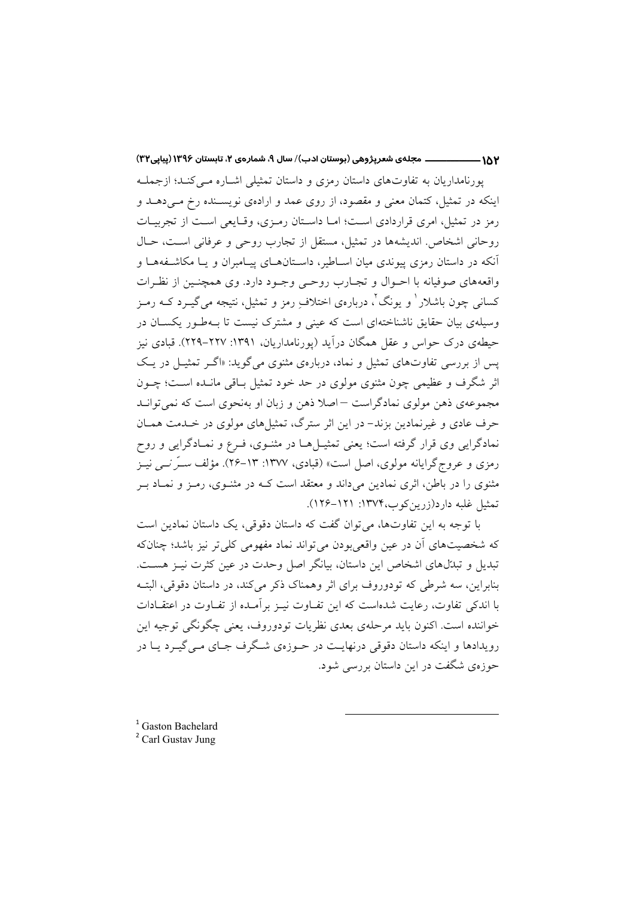پورنامداریان به تفاوت‌های داستان رمزی و داستان تمثیلی اشاره می‌کند؛ ازجمله اینکه در تمثیل، کتمان معنی و مقصود، از روی عمد و اراده‌ی نویسنده رخ می‌دهد و رمز در تمثیل، امری قراردادی است؛ اما داستان رمزی، وقایعی است از تجربیات روحانی اشخاص. اندیشه‌ها در تمثیل، مستقل از تجارب روحی و عرفانی است، حال آنکه در داستان رمزی پیوندی میان اساطیر، داستان‌های پیامبران و یا مکاشفه‌ها و واقعه‌های صوفیانه با احوال و تجارب روحی وجود دارد. وی همچنین از نظرات کسانی چون باشلار[1] و یونگ[2]، درباره‌ی اختلافِ رمز و تمثیل، نتیجه می‌گیرد که رمز وسیله‌ی بیان حقایق ناشناخته‌ای است که عینی و مشترک نیست تا به‌طور یکسان در حیطه‌ی درک حواس و عقل همگان درآید (پورنامداریان، ۱۳۹۱: ۲۲۷-۲۲۹). قبادی نیز پس از بررسی تفاوت‌های تمثیل و نماد، درباره‌ی مثنوی می‌گوید: «اگر تمثیل در یک اثر شگرف و عظیمی چون مثنوی مولوی در حد خود تمثیل باقی مانده است؛ چون مجموعه‌ی ذهن مولوی نمادگراست – اصلا ذهن و زبان او به‌نحوی است که نمی‌تواند حرف عادی و غیرنمادین بزند- در این اثر سترگ، تمثیل‌های مولوی در خدمت همان نمادگرایی وی قرار گرفته است؛ یعنی تمثیل‌ها در مثنوی، فرع و نمادگرایی و روح رمزی و عروج‌گرایانه مولوی، اصل است» (قبادی، ۱۳۷۷: ۱۳-۲۶). مؤلف سرّ نی نیز مثنوی را در باطن، اثری نمادین می‌داند و معتقد است که در مثنوی، رمز و نماد بر تمثیل غلبه دارد(زرین‌کوب،۱۳۷۴: ۱۲۱-۱۲۶).

با توجه به این تفاوت‌ها، می‌توان گفت که داستان دقوقی، یک داستان نمادین است که شخصیت‌های آن در عین واقعی‌بودن می‌تواند نماد مفهومی کلی‌تر نیز باشد؛ چنان‌که تبدیل و تبدّل‌های اشخاص این داستان، بیانگر اصل وحدت در عین کثرت نیز هست. بنابراین، سه شرطی که تودوروف برای اثر وهمناک ذکر می‌کند، در داستان دقوقی، البته با اندکی تفاوت، رعایت شده‌است که این تفاوت نیز برآمده از تفاوت در اعتقادات خواننده است. اکنون باید مرحله‌ی بعدی نظریات تودوروف، یعنی چگونگی توجیه این رویدادها و اینکه داستان دقوقی درنهایت در حوزه‌ی شگرف جای می‌گیرد یا در حوزه‌ی شگفت در این داستان بررسی شود.

---

[1] Gaston Bachelard

[2] Carl Gustav Jung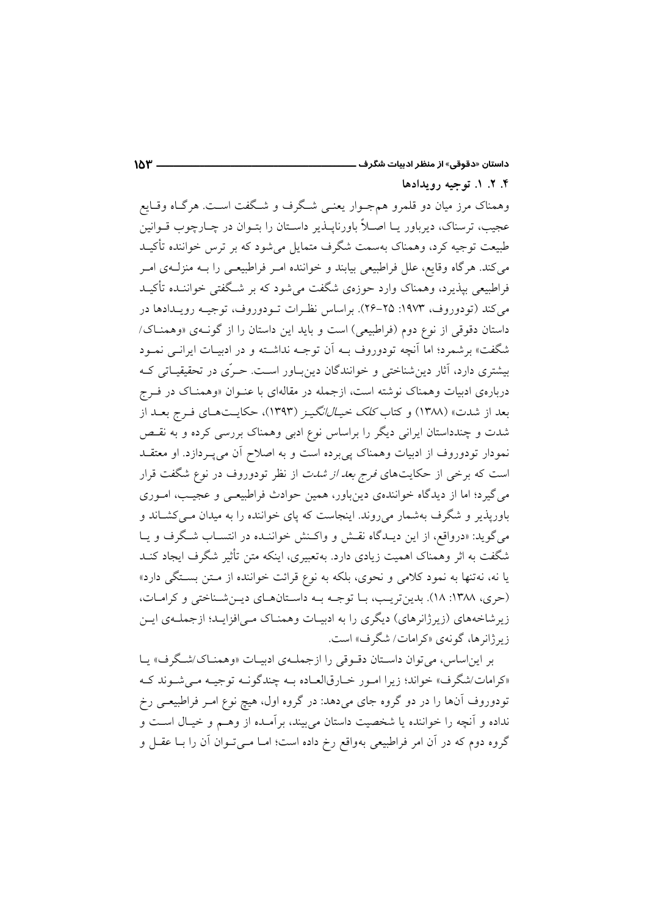### ۴. ۲. ۱. توجیه رویدادها

وهمناک مرز میان دو قلمرو هم‌جوار یعنی شگرف و شگفت است. هرگاه وقایع عجیب، ترسناک، دیرباور یا اصلاً باورناپذیر داستان را بتوان در چارچوب قوانین طبیعت توجیه کرد، وهمناک به‌سمت شگرف متمایل می‌شود که بر ترس خواننده تأکید می‌کند. هرگاه وقایع، علل فراطبیعی بیابند و خواننده امر فراطبیعی را به منزله‌ی امر فراطبیعی بپذیرد، وهمناک وارد حوزه‌ی شگفت می‌شود که بر شگفتی خواننده تأکید می‌کند (تودوروف، ۱۹۷۳: ۲۵-۲۶). براساس نظرات تودوروف، توجیه رویدادها در داستان دقوقی از نوع دوم (فراطبیعی) است و باید این داستان را از گونه‌ی «وهمناک/ شگفت» برشمرد؛ اما آنچه تودوروف به آن توجه نداشته و در ادبیات ایرانی نمود بیشتری دارد، آثار دین‌شناختی و خوانندگان دین‌باور است. حرّی در تحقیقاتی که درباره‌ی ادبیات وهمناک نوشته است، ازجمله در مقاله‌ای با عنوان «وهمناک در فرج بعد از شدت» (۱۳۸۸) و کتاب *کلک خیال‌انگیز* (۱۳۹۳)، حکایت‌های فرج بعد از شدت و چندداستان ایرانی دیگر را براساس نوع ادبی وهمناک بررسی کرده و به نقص نمودار تودوروف از ادبیات وهمناک پی‌برده است و به اصلاح آن می‌پردازد. او معتقد است که برخی از حکایت‌های *فرج بعد از شدت* از نظر تودوروف در نوع شگفت قرار می‌گیرد؛ اما از دیدگاه خواننده‌ی دین‌باور، همین حوادث فراطبیعی و عجیب، اموری باورپذیر و شگرف به‌شمار می‌روند. اینجاست که پای خواننده را به میدان می‌کشاند و می‌گوید: «درواقع، از این دیدگاه نقش و واکنش خواننده در انتساب شگرف و یا شگفت به اثر وهمناک اهمیت زیادی دارد. به‌تعبیری، اینکه متن تأثیر شگرف ایجاد کند یا نه، نه‌تنها به نمود کلامی و نحوی، بلکه به نوع قرائت خواننده از متن بستگی دارد» (حری، ۱۳۸۸: ۱۸). بدین‌ترتیب، با توجه به داستان‌های دین‌شناختی و کرامات، زیرشاخه‌های (زیرژانرهای) دیگری را به ادبیات وهمناک می‌افزاید؛ ازجمله‌ی این زیرژانرها، گونه‌ی «کرامات/ شگرف» است.

بر این‌اساس، می‌توان داستان دقوقی را ازجمله‌ی ادبیات «وهمناک/شگرف» یا «کرامات/شگرف» خواند؛ زیرا امور خارق‌العاده به چندگونه توجیه می‌شوند که تودوروف آن‌ها را در دو گروه جای می‌دهد: در گروه اول، هیچ نوع امر فراطبیعی رخ نداده و آنچه را خواننده یا شخصیت داستان می‌بیند، برآمده از وهم و خیال است و گروه دوم که در آن امر فراطبیعی به‌واقع رخ داده است؛ اما می‌توان آن را با عقل و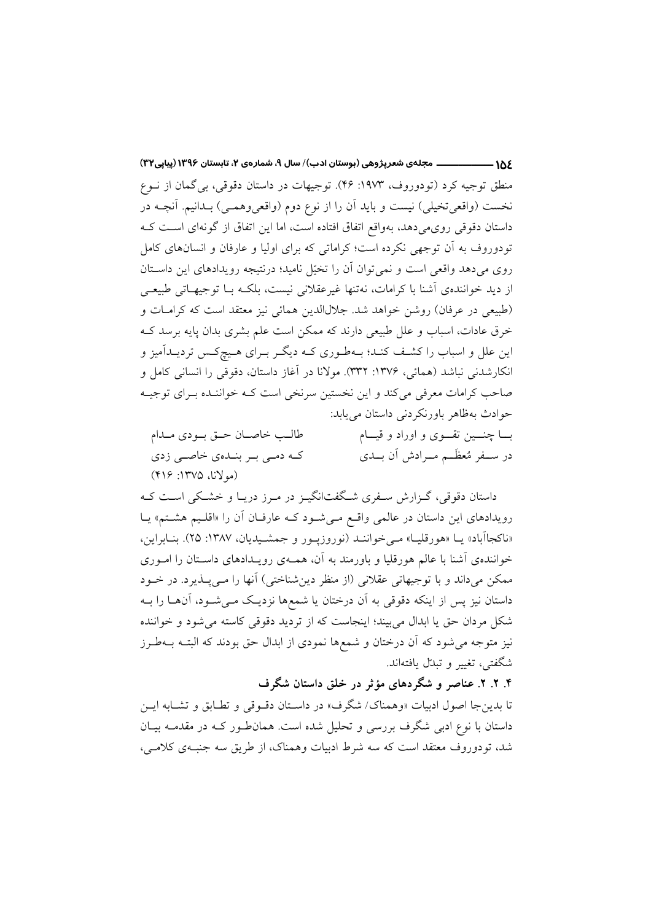منطق توجیه کرد (تودوروف، ۱۹۷۳: ۴۶). توجیهات در داستان دقوقی، بی‌گمان از نـوع نخست (واقعی‌تخیلی) نیست و باید آن را از نوع دوم (واقعی‌وهمـی) بـدانیم. آنچـه در داستان دقوقی روی‌می‌دهد، به‌واقع اتفاق افتاده است، اما این اتفاق از گونه‌ای اسـت کـه تودوروف به آن توجهی نکرده است؛ کراماتی که برای اولیا و عارفان و انسان‌های کامل روی می‌دهد واقعی است و نمی‌توان آن را تخیّل نامید؛ درنتیجه رویدادهای این داسـتان از دید خواننده‌ی آشنا با کرامات، نه‌تنها غیرعقلانی نیست، بلکـه بـا توجیهـاتی طبیعـی (طبیعی در عرفان) روشن خواهد شد. جلال‌الدین همائی نیز معتقد است که کرامـات و خرق عادات، اسباب و علل طبیعی دارند که ممکن است علم بشری بدان پایه برسد کـه این علل و اسباب را کشـف کنـد؛ بـه‌طـوری کـه دیگـر بـرای هـیچ‌کـس تردیـدآمیز و انکارشدنی نباشد (همائی، ۱۳۷۶: ۳۳۲). مولانا در آغاز داستان، دقوقی را انسانی کامل و صاحب کرامات معرفی می‌کند و این نخستین سرنخی است کـه خواننـده بـرای توجیـه حوادث به‌ظاهر باورنکردنی داستان می‌یابد:

بـا چنـین تقـوی و اوراد و قیـام　　　طالـب خاصـان حـق بـودی مـدام

در سـفر مُعظَـم مـرادش آن بـدی　　　کـه دمـی بـر بنـده‌ی خاصـی زدی

(مولانا، ۱۳۷۵: ۴۱۶)

داستان دقوقی، گـزارش سـفری شـگفت‌انگیـز در مـرز دریـا و خشـکی اسـت کـه رویدادهای این داستان در عالمی واقـع مـی‌شـود کـه عارفـان آن را «اقلـیم هشـتم» یـا «ناکجاآباد» یـا «هورقلیـا» مـی‌خواننـد (نوروزپـور و جمشـیدیان، ۱۳۸۷: ۲۵). بنـابراین، خواننده‌ی آشنا با عالم هورقلیا و باورمند به آن، همـه‌ی رویـدادهای داسـتان را امـوری ممکن می‌داند و با توجیهاتی عقلانی (از منظر دین‌شناختی) آنها را مـی‌پـذیرد. در خـود داستان نیز پس از اینکه دقوقی به آن درختان یا شمع‌ها نزدیـک مـی‌شـود، آنهـا را بـه شکل مردان حق یا ابدال می‌بیند؛ اینجاست که از تردید دقوقی کاسته می‌شود و خواننده نیز متوجه می‌شود که آن درختان و شمع‌ها نمودی از ابدال حق بودند که البتـه بـه‌طـرز شگفتی، تغییر و تبدّل یافته‌اند.

### ۴. ۲. ۲. عناصر و شگردهای مؤثر در خلق داستان شگرف

تا بدین‌جا اصول ادبیات «وهمناک/ شگرف» در داسـتان دقـوقی و تطـابق و تشـابه ایـن داستان با نوع ادبی شگرف بررسی و تحلیل شده است. همان‌طـور کـه در مقدمـه بیـان شد، تودوروف معتقد است که سه شرط ادبیات وهمناک، از طریق سه جنبـه‌ی کلامـی،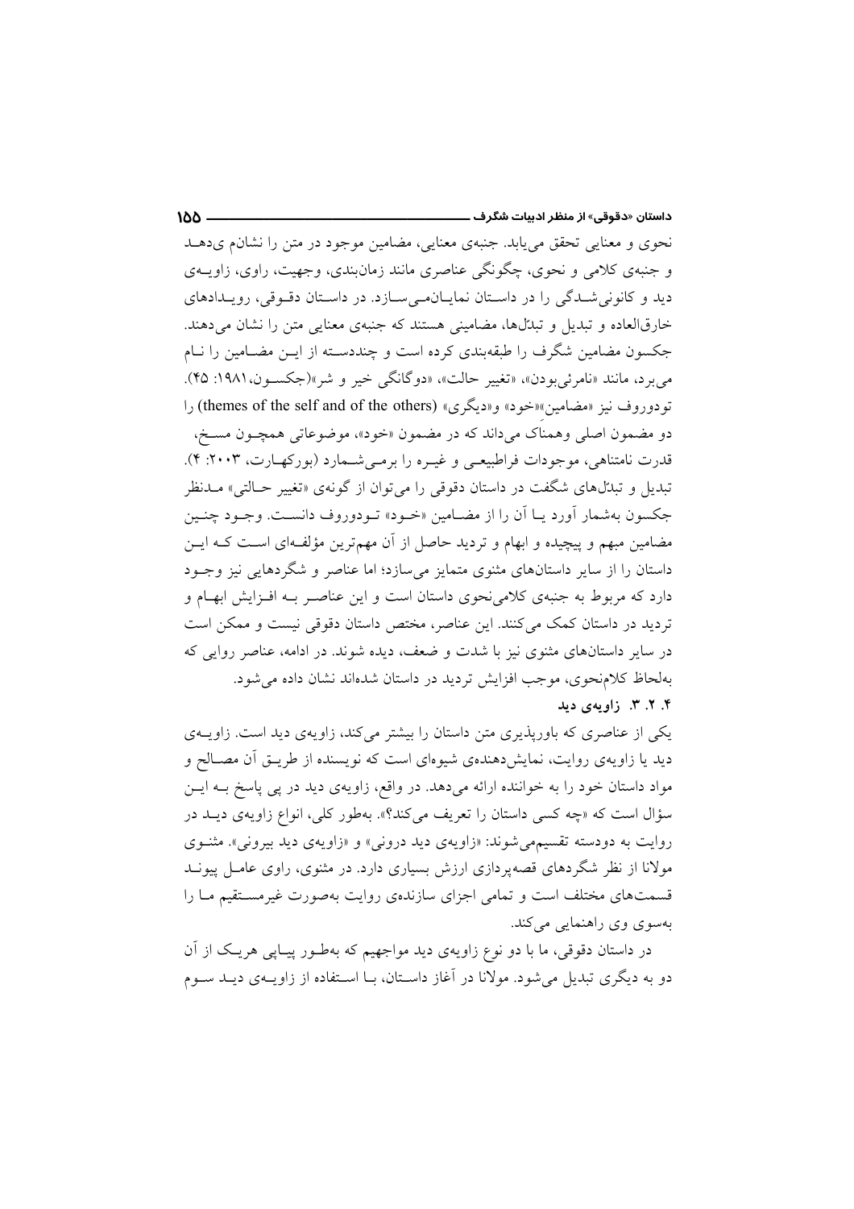نحوی و معنایی تحقق می‌یابد. جنبه‌ی معنایی، مضامین موجود در متن را نشانم ی‌دهد و جنبه‌ی کلامی و نحوی، چگونگی عناصری مانند زمان‌بندی، وجهیت، راوی، زاویه‌ی دید و کانونی‌شدگی را در داستان نمایان‌می‌سازد. در داستان دقوقی، رویدادهای خارق‌العاده و تبدیل و تبدّل‌ها، مضامینی هستند که جنبه‌ی معنایی متن را نشان می‌دهند. جکسون مضامین شگرف را طبقه‌بندی کرده است و چنددسته از این مضامین را نام می‌برد، مانند «نامرئی‌بودن»، «تغییر حالت»، «دوگانگی خیر و شر»(جکسون،۱۹۸۱: ۴۵). تودوروف نیز «مضامین»«خود» و«دیگری» (themes of the self and of the others) را دو مضمون اصلی وهمناک می‌داند که در مضمون «خود»، موضوعاتی همچون مسخ، قدرت نامتناهی، موجودات فراطبیعی و غیره را برمی‌شمارد (بورکهارت، ۲۰۰۳: ۴). تبدیل و تبدّل‌های شگفت در داستان دقوقی را می‌توان از گونه‌ی «تغییر حالتی» مدنظر جکسون به‌شمار آورد یا آن را از مضامین «خود» تودوروف دانست. وجود چنین مضامین مبهم و پیچیده و ابهام و تردید حاصل از آن مهم‌ترین مؤلفه‌ای است که این داستان را از سایر داستان‌های مثنوی متمایز می‌سازد؛ اما عناصر و شگردهایی نیز وجود دارد که مربوط به جنبه‌ی کلامی‌نحوی داستان است و این عناصر به افزایش ابهام و تردید در داستان کمک می‌کنند. این عناصر، مختص داستان دقوقی نیست و ممکن است در سایر داستان‌های مثنوی نیز با شدت و ضعف، دیده شوند. در ادامه، عناصر روایی که به‌لحاظ کلام‌نحوی، موجب افزایش تردید در داستان شده‌اند نشان داده می‌شود.

### ۴. ۲. ۳. زاویه‌ی دید

یکی از عناصری که باورپذیری متن داستان را بیشتر می‌کند، زاویه‌ی دید است. زاویه‌ی دید یا زاویه‌ی روایت، نمایش‌دهنده‌ی شیوه‌ای است که نویسنده از طریق آن مصالح و مواد داستان خود را به خواننده ارائه می‌دهد. در واقع، زاویه‌ی دید در پی پاسخ به این سؤال است که «چه کسی داستان را تعریف می‌کند؟». به‌طور کلی، انواع زاویه‌ی دید در روایت به دودسته تقسیم‌می‌شوند: «زاویه‌ی دید درونی» و «زاویه‌ی دید بیرونی». مثنوی مولانا از نظر شگردهای قصه‌پردازی ارزش بسیاری دارد. در مثنوی، راوی عامل پیوند قسمت‌های مختلف است و تمامی اجزای سازنده‌ی روایت به‌صورت غیرمستقیم ما را به‌سوی وی راهنمایی می‌کند.

در داستان دقوقی، ما با دو نوع زاویه‌ی دید مواجهیم که به‌طور پیاپی هریک از آن دو به دیگری تبدیل می‌شود. مولانا در آغاز داستان، با استفاده از زاویه‌ی دید سوم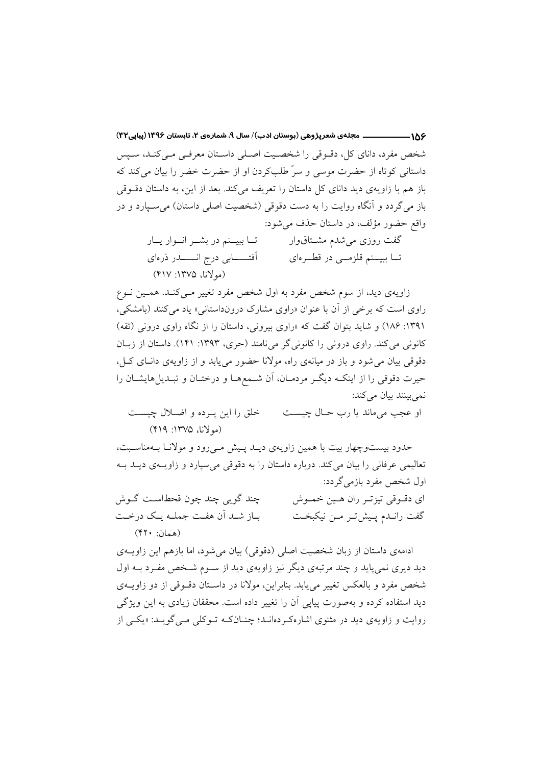شخص مفرد، دانای کل، دقـوقی را شخصـیت اصـلی داسـتان معرفـی مـی‌کنـد، سـپس داستانی کوتاه از حضرت موسی و سرِّ طلب‌کردن او از حضرت خضر را بیان می‌کند که باز هم با زاویه‌ی دید دانای کل داستان را تعریف می‌کند. بعد از این، به داستان دقـوقی باز می‌گردد و آنگاه روایت را به دست دقوقی (شخصیت اصلی داستان) می‌سـپارد و در واقع حضور مؤلف، در داستان حذف می‌شود:

گفت روزی می‌شدم مشـتاق‌وار &nbsp;&nbsp;&nbsp;&nbsp; تـا ببیـنم در بشـر انـوار یـار

تـا ببیـنم قلزمـی در قطـره‌ای &nbsp;&nbsp;&nbsp;&nbsp; آفتـــابی درج انـــــدر ذره‌ای

(مولانا، ۱۳۷۵: ۴۱۷)

زاویه‌ی دید، از سوم شخص مفرد به اول شخص مفرد تغییر مـی‌کنـد. همـین نـوع راوی است که برخی از آن با عنوان «راوی مشارک درون‌داستانی» یاد می‌کنند (بامشکی، ۱۳۹۱: ۱۸۶) و شاید بتوان گفت که «راوی بیرونی، داستان را از نگاه راوی درونی (ثقه) کانونی می‌کند. راوی درونی را کانونی‌گر می‌نامند (حری، ۱۳۹۳: ۱۴۱). داستان از زبـان دقوقی بیان می‌شود و باز در میانه‌ی راه، مولانا حضور می‌یابد و از زاویه‌ی دانـای کـل، حیرت دقوقی را از اینکـه دیگـر مردمـان، آن شـمع‌هـا و درختـان و تبـدیل‌هایشـان را نمی‌بینند بیان می‌کند:

او عجب می‌ماند یا رب حـال چیسـت &nbsp;&nbsp;&nbsp;&nbsp; خلق را این پـرده و اضـلال چیسـت

(مولانا، ۱۳۷۵: ۴۱۹)

حدود بیست‌وچهار بیت با همین زاویه‌ی دیـد پـیش مـی‌رود و مولانـا بـه‌مناسـبت، تعالیمی عرفانی را بیان می‌کند. دوباره داستان را به دقوقی می‌سپارد و زاویـه‌ی دیـد بـه اول شخص مفرد بازمی‌گردد:

ای دقـوقی تیزتـر ران هـین خمـوش &nbsp;&nbsp;&nbsp;&nbsp; چند گویی چند چون قحطاسـت گـوش

گفت رانـدم پـیش‌تـر مـن نیکبخـت &nbsp;&nbsp;&nbsp;&nbsp; بـاز شـد آن هفـت جملـه یـک درخـت

(همان: ۴۲۰)

ادامه‌ی داستان از زبان شخصیت اصلی (دقوقی) بیان می‌شود، اما بازهم این زاویـه‌ی دید دیری نمی‌پاید و چند مرتبه‌ی دیگر نیز زاویه‌ی دید از سـوم شـخص مفـرد بـه اول شخص مفرد و بالعکس تغییر می‌یابد. بنابراین، مولانا در داسـتان دقـوقی از دو زاویـه‌ی دید استفاده کرده و به‌صورت پیاپی آن را تغییر داده است. محققان زیادی به این ویژگی روایت و زاویه‌ی دید در مثنوی اشاره‌کـرده‌انـد؛ چنـان‌کـه تـوکلی مـی‌گویـد: «یکـی از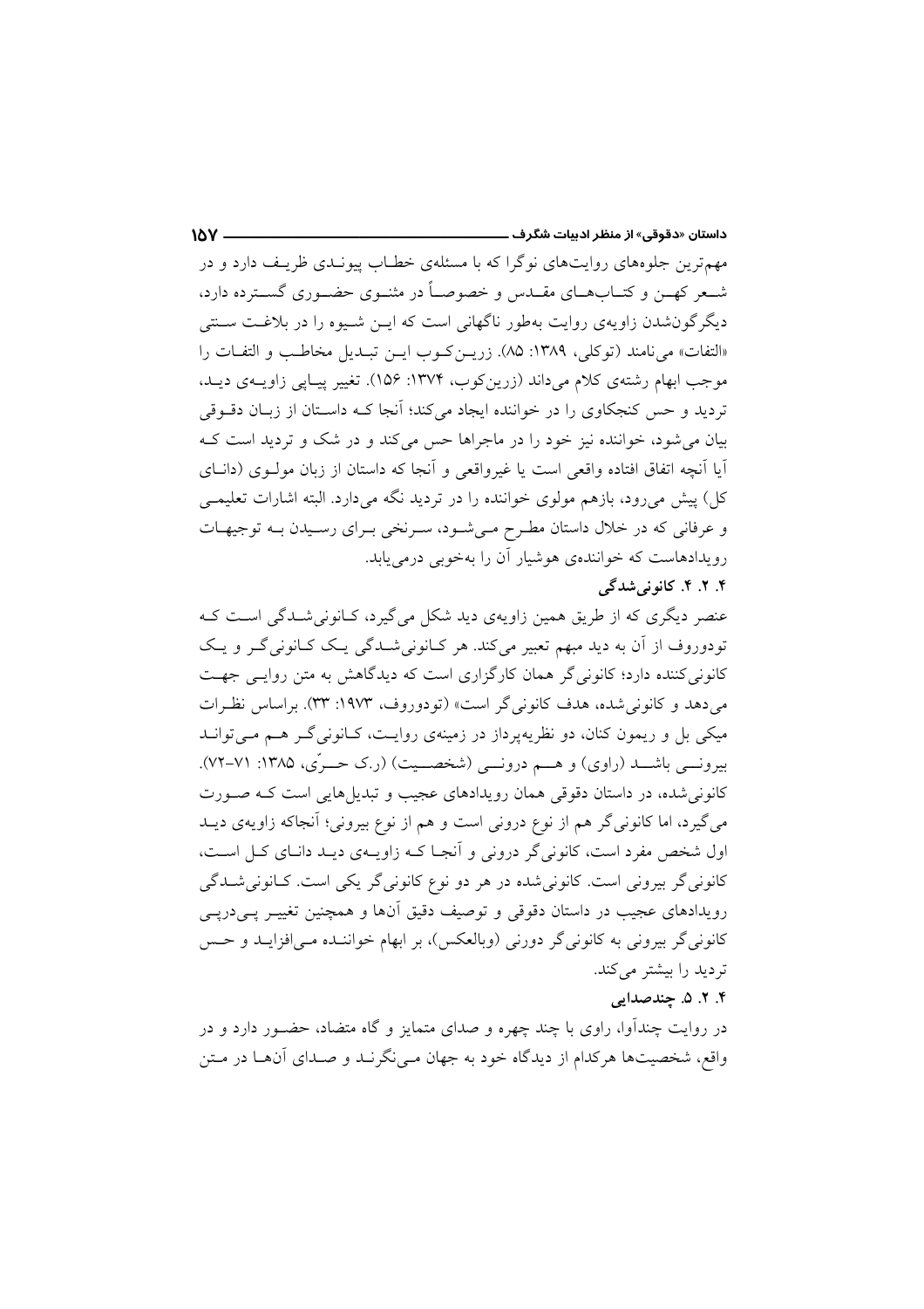مهم‌ترین جلوه‌های روایت‌های نوگرا که با مسئله‌ی خطاب پیوندی ظریف دارد و در شعر کهن و کتاب‌های مقدس و خصوصاً در مثنوی حضوری گسترده دارد، دیگرگون‌شدن زاویه‌ی روایت به‌طور ناگهانی است که این شیوه را در بلاغت سنتی «التفات» می‌نامند (توکلی، ۱۳۸۹: ۸۵). زرین‌کوب این تبدیل مخاطب و التفات را موجب ابهام رشته‌ی کلام می‌داند (زرین‌کوب، ۱۳۷۴: ۱۵۶). تغییر پیاپی زاویه‌ی دید، تردید و حس کنجکاوی را در خواننده ایجاد می‌کند؛ آنجا که داستان از زبان دقوقی بیان می‌شود، خواننده نیز خود را در ماجراها حس می‌کند و در شک و تردید است که آیا آنچه اتفاق افتاده واقعی است یا غیرواقعی و آنجا که داستان از زبان مولوی (دانای کل) پیش می‌رود، بازهم مولوی خواننده را در تردید نگه می‌دارد. البته اشارات تعلیمی و عرفانی که در خلال داستان مطرح می‌شود، سرنخی برای رسیدن به توجیهات رویدادهاست که خواننده‌ی هوشیار آن را به‌خوبی درمی‌یابد.

### ۴. ۲. ۴. کانونی‌شدگی

عنصر دیگری که از طریق همین زاویه‌ی دید شکل می‌گیرد، کانونی‌شدگی است که تودوروف از آن به دید مبهم تعبیر می‌کند. هر کانونی‌شدگی یک کانونی‌گر و یک کانونی‌کننده دارد؛ کانونی‌گر همان کارگزاری است که دیدگاهش به متن روایی جهت می‌دهد و کانونی‌شده، هدف کانونی‌گر است» (تودوروف، ۱۹۷۳: ۳۳). براساس نظرات میکی بل و ریمون کنان، دو نظریه‌پرداز در زمینه‌ی روایت، کانونی‌گر هم می‌توانند بیرونی باشند (راوی) و هم درونی (شخصیت) (ر.ک حرّی، ۱۳۸۵: ۷۱-۷۲). کانونی‌شده، در داستان دقوقی همان رویدادهای عجیب و تبدیل‌هایی است که صورت می‌گیرد، اما کانونی‌گر هم از نوع درونی است و هم از نوع بیرونی؛ آنجاکه زاویه‌ی دید اول شخص مفرد است، کانونی‌گر درونی و آنجا که زاویه‌ی دید دانای کل است، کانونی‌گر بیرونی است. کانونی‌شده در هر دو نوع کانونی‌گر یکی است. کانونی‌شدگی رویدادهای عجیب در داستان دقوقی و توصیف دقیق آن‌ها و همچنین تغییر پی‌درپی کانونی‌گر بیرونی به کانونی‌گر دورنی (وبالعکس)، بر ابهام خواننده می‌افزاید و حس تردید را بیشتر می‌کند.

### ۴. ۲. ۵. چندصدایی

در روایت چندآوا، راوی با چند چهره و صدای متمایز و گاه متضاد، حضور دارد و در واقع، شخصیت‌ها هرکدام از دیدگاه خود به جهان می‌نگرند و صدای آن‌ها در متن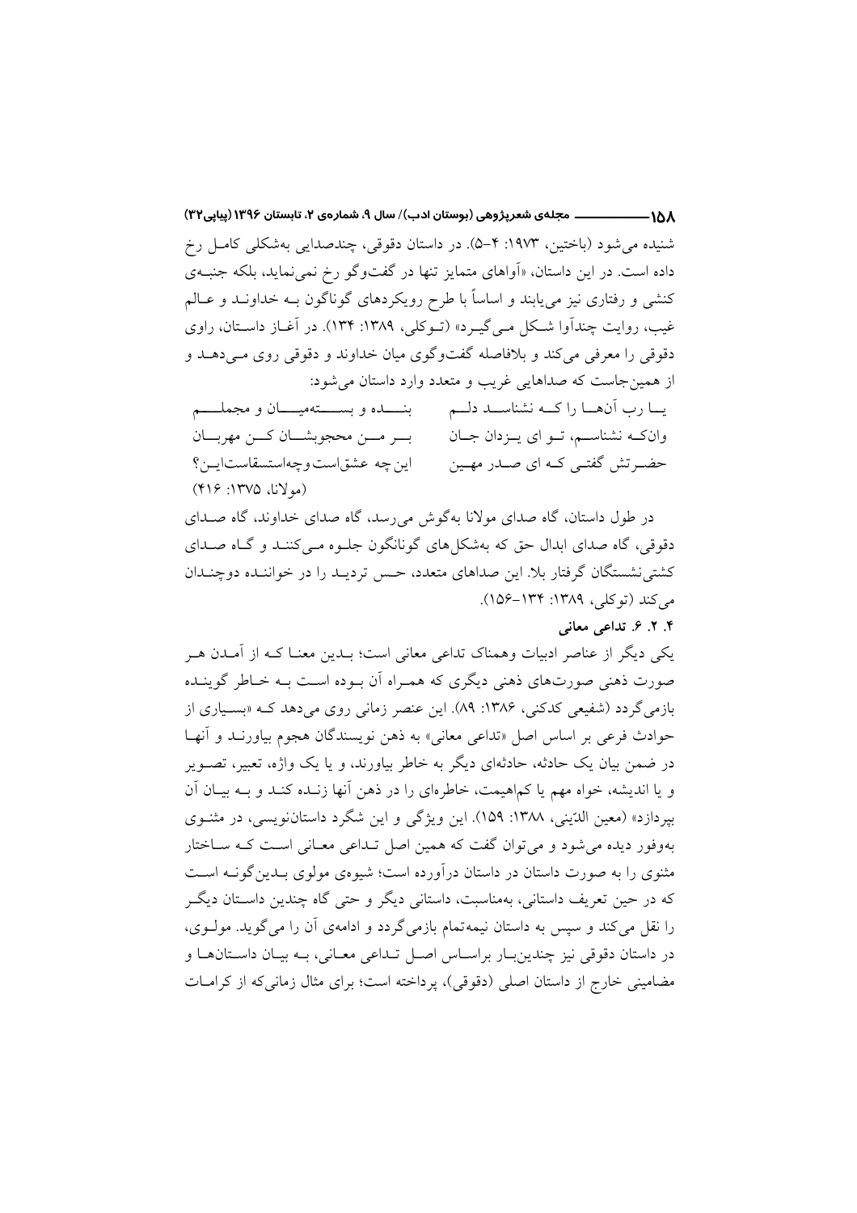شنیده می‌شود (باختین، ۱۹۷۳: ۴-۵). در داستان دقوقی، چندصدایی به‌شکلی کامل رخ داده است. در این داستان، «آواهای متمایز تنها در گفت‌وگو رخ نمی‌نماید، بلکه جنبه‌ی کنشی و رفتاری نیز می‌یابند و اساساً با طرح رویکردهای گوناگون به خداوند و عالم غیب، روایت چندآوا شکل می‌گیرد» (توکلی، ۱۳۸۹: ۱۳۴). در آغاز داستان، راوی دقوقی را معرفی می‌کند و بلافاصله گفت‌وگوی میان خداوند و دقوقی روی می‌دهد و از همین‌جاست که صداهایی غریب و متعدد وارد داستان می‌شود:

یا رب آن‌ها را که نشناسد دلم　　بنده و بسته‌میان و مجملم

وان‌که نشناسم، تو ای یزدان جان　　بر من محجوبشان کن مهربان

حضرتش گفتی که ای صدر مهین　　این چه عشق‌است‌وچه‌استسقاست‌این؟

(مولانا، ۱۳۷۵: ۴۱۶)

در طول داستان، گاه صدای مولانا به‌گوش می‌رسد، گاه صدای خداوند، گاه صدای دقوقی، گاه صدای ابدال حق که به‌شکل‌های گوناگون جلوه می‌کنند و گاه صدای کشتی‌نشستگان گرفتار بلا. این صداهای متعدد، حس تردید را در خواننده دوچندان می‌کند (توکلی، ۱۳۸۹: ۱۳۴-۱۵۶).

### ۴. ۲. ۶. تداعی معانی

یکی دیگر از عناصر ادبیات وهمناک تداعی معانی است؛ بدین معنا که از آمدن هر صورت ذهنی صورت‌های ذهنی دیگری که همراه آن بوده است به خاطر گوینده بازمی‌گردد (شفیعی کدکنی، ۱۳۸۶: ۸۹). این عنصر زمانی روی می‌دهد که «بسیاری از حوادث فرعی بر اساس اصل «تداعی معانی» به ذهن نویسندگان هجوم بیاورند و آنها در ضمن بیان یک حادثه، حادثه‌ای دیگر به خاطر بیاورند، و یا یک واژه، تعبیر، تصویر و یا اندیشه، خواه مهم یا کم‌اهمیت، خاطره‌ای را در ذهن آنها زنده کند و به بیان آن بپردازد» (معین الدّینی، ۱۳۸۸: ۱۵۹). این ویژگی و این شگرد داستان‌نویسی، در مثنوی به‌وفور دیده می‌شود و می‌توان گفت که همین اصل تداعی معانی است که ساختار مثنوی را به صورت داستان در داستان درآورده است؛ شیوه‌ی مولوی بدین‌گونه است که در حین تعریف داستانی، به‌مناسبت، داستانی دیگر و حتی گاه چندین داستان دیگر را نقل می‌کند و سپس به داستان نیمه‌تمام بازمی‌گردد و ادامه‌ی آن را می‌گوید. مولوی، در داستان دقوقی نیز چندین‌بار براساس اصل تداعی معانی، به بیان داستان‌ها و مضامینی خارج از داستان اصلی (دقوقی)، پرداخته است؛ برای مثال زمانی‌که از کرامات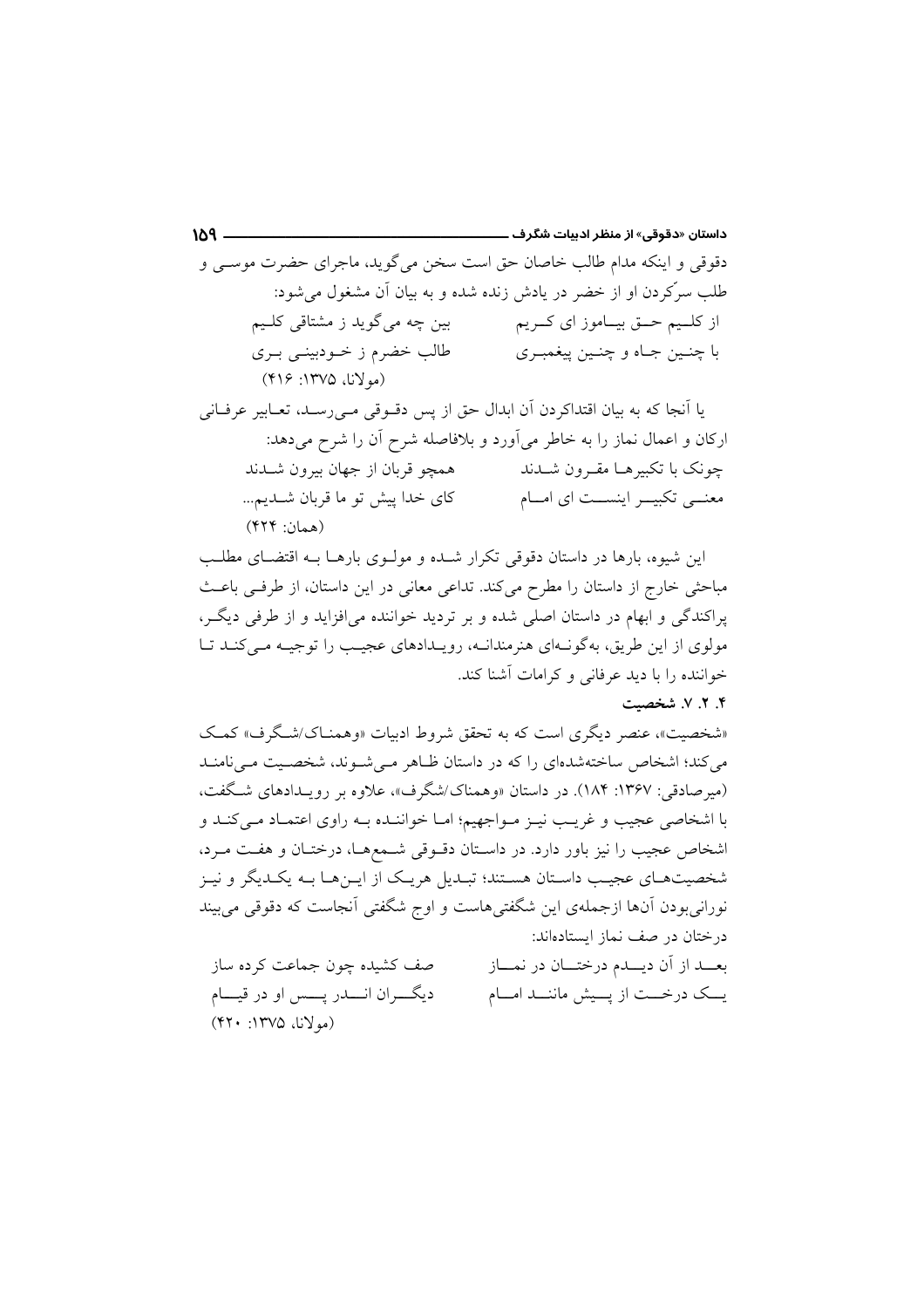دقوقی و اینکه مدام طالب خاصان حق است سخن می‌گوید، ماجرای حضرت موسـی و طلب سرکردن او از خضر در یادش زنده شده و به بیان آن مشغول می‌شود:

از کلـیم حـق بیـاموز ای کـریم &nbsp;&nbsp;&nbsp;&nbsp; بین چه می‌گوید ز مشتاقی کلـیم

با چنـین جـاه و چنـین پیغمبـری &nbsp;&nbsp;&nbsp;&nbsp; طالب خضرم ز خـودبینـی بـری

(مولانا، ۱۳۷۵: ۴۱۶)

یا آنجا که به بیان اقتداکردن آن ابدال حق از پس دقـوقی مـی‌رسـد، تعـابیر عرفـانی ارکان و اعمال نماز را به خاطر می‌آورد و بلافاصله شرح آن را شرح می‌دهد:

چونک با تکبیرهـا مقـرون شـدند &nbsp;&nbsp;&nbsp;&nbsp; همچو قربان از جهان بیرون شـدند

معنـی تکبیـر اینسـت ای امـام &nbsp;&nbsp;&nbsp;&nbsp; کای خدا پیش تو ما قربان شـدیم...

(همان: ۴۲۴)

این شیوه، بارها در داستان دقوقی تکرار شـده و مولـوی بارهـا بـه اقتضـای مطلـب مباحثی خارج از داستان را مطرح می‌کند. تداعی معانی در این داستان، از طرفـی باعـث پراکندگی و ابهام در داستان اصلی شده و بر تردید خواننده می‌افزاید و از طرفی دیگـر، مولوی از این طریق، به‌گونـه‌ای هنرمندانـه، رویـدادهای عجیـب را توجیـه مـی‌کنـد تـا خواننده را با دید عرفانی و کرامات آشنا کند.

### ۴. ۲. ۷. شخصیت

«شخصیت»، عنصر دیگری است که به تحقق شروط ادبیات «وهمنـاک/شـگرف» کمـک می‌کند؛ اشخاص ساخته‌شده‌ای را که در داستان ظـاهر مـی‌شـوند، شخصـیت مـی‌نامنـد (میرصادقی: ۱۳۶۷: ۱۸۴). در داستان «وهمناک/شگرف»، علاوه بر رویـدادهای شـگفت، با اشخاصی عجیب و غریـب نیـز مـواجهیم؛ امـا خواننـده بـه راوی اعتمـاد مـی‌کنـد و اشخاص عجیب را نیز باور دارد. در داسـتان دقـوقی شـمع‌هـا، درختـان و هفـت مـرد، شخصیت‌هـای عجیـب داسـتان هسـتند؛ تبـدیل هریـک از ایـن‌هـا بـه یکـدیگر و نیـز نورانی‌بودن آن‌ها ازجمله‌ی این شگفتی‌هاست و اوج شگفتی آنجاست که دقوقی می‌بیند درختان در صف نماز ایستاده‌اند:

بعـد از آن دیـدم درختـان در نمـاز &nbsp;&nbsp;&nbsp;&nbsp; صف کشیده چون جماعت کرده ساز

یـک درخـت از پـیش ماننـد امـام &nbsp;&nbsp;&nbsp;&nbsp; دیگـران انـدر پـس او در قیـام

(مولانا، ۱۳۷۵: ۴۲۰)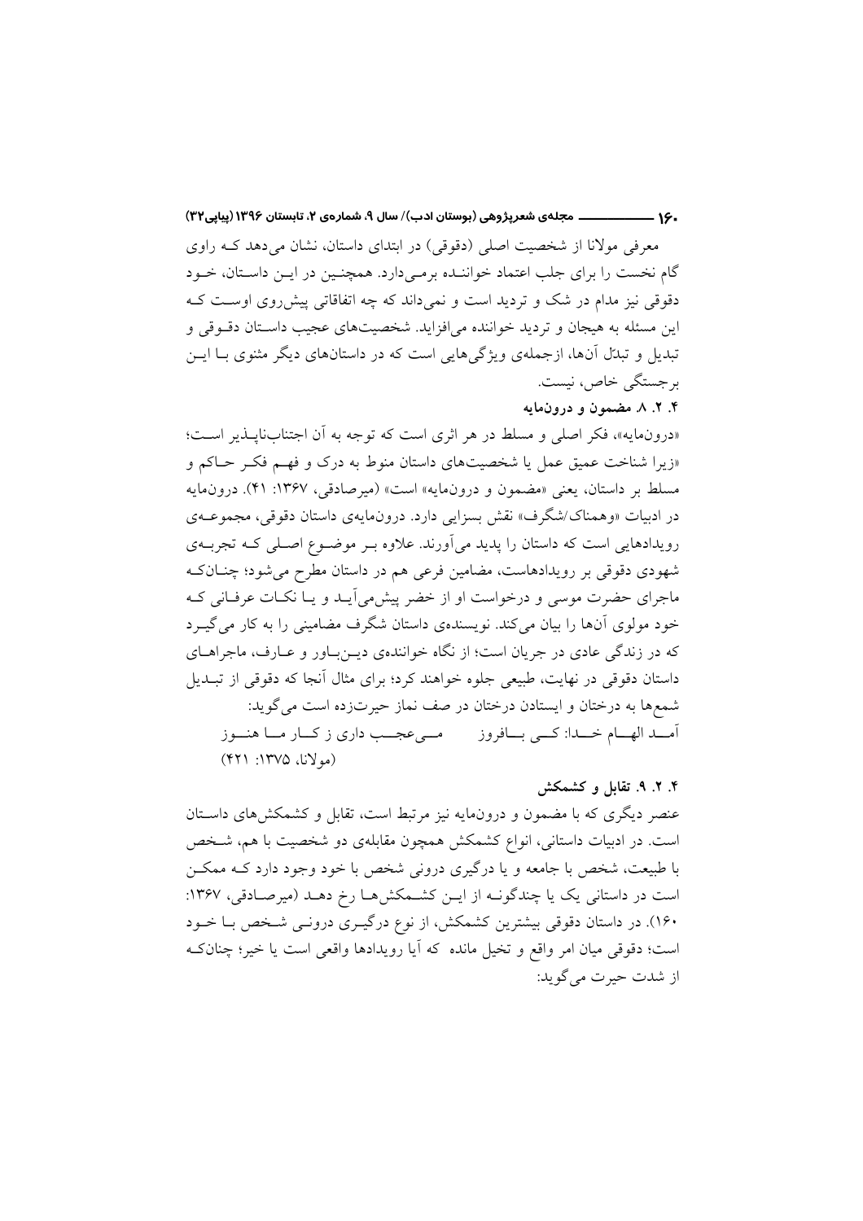معرفی مولانا از شخصیت اصلی (دقوقی) در ابتدای داستان، نشان می‌دهد که راوی گام نخست را برای جلب اعتماد خواننده برمی‌دارد. همچنین در این داستان، خود دقوقی نیز مدام در شک و تردید است و نمی‌داند که چه اتفاقاتی پیش‌روی اوست که این مسئله به هیجان و تردید خواننده می‌افزاید. شخصیت‌های عجیب داستان دقوقی و تبدیل و تبدّل آن‌ها، ازجملهٔ ویژگی‌هایی است که در داستان‌های دیگر مثنوی با این برجستگی خاص، نیست.

### ۴. ۲. ۸. مضمون و درون‌مایه

«درون‌مایه»، فکر اصلی و مسلط در هر اثری است که توجه به آن اجتناب‌ناپذیر است؛ «زیرا شناخت عمیق عمل یا شخصیت‌های داستان منوط به درک و فهم فکر حاکم و مسلط بر داستان، یعنی «مضمون و درون‌مایه» است» (میرصادقی، ۱۳۶۷: ۴۱). درون‌مایه در ادبیات «وهمناک/شگرف» نقش بسزایی دارد. درون‌مایهٔ داستان دقوقی، مجموعهٔ رویدادهایی است که داستان را پدید می‌آورند. علاوه بر موضوع اصلی که تجربهٔ شهودی دقوقی بر رویدادهاست، مضامین فرعی هم در داستان مطرح می‌شود؛ چنان‌که ماجرای حضرت موسی و درخواست او از خضر پیش‌می‌آید و یا نکات عرفانی که خود مولوی آن‌ها را بیان می‌کند. نویسندهٔ داستان شگرف مضامینی را به کار می‌گیرد که در زندگی عادی در جریان است؛ از نگاه خوانندهٔ دین‌باور و عارف، ماجراهای داستان دقوقی در نهایت، طبیعی جلوه خواهند کرد؛ برای مثال آنجا که دقوقی از تبدیل شمع‌ها به درختان و ایستادن درختان در صف نماز حیرت‌زده است می‌گوید:

آمد الهام خدا: کی بافروز     می‌عجب داری ز کار ما هنوز

(مولانا، ۱۳۷۵: ۴۲۱)

### ۴. ۲. ۹. تقابل و کشمکش

عنصر دیگری که با مضمون و درون‌مایه نیز مرتبط است، تقابل و کشمکش‌های داستان است. در ادبیات داستانی، انواع کشمکش همچون مقابلهٔ دو شخصیت با هم، شخص با طبیعت، شخص با جامعه و یا درگیری درونی شخص با خود وجود دارد که ممکن است در داستانی یک یا چندگونه از این کشمکش‌ها رخ دهد (میرصادقی، ۱۳۶۷: ۱۶۰). در داستان دقوقی بیشترین کشمکش، از نوع درگیری درونی شخص با خود است؛ دقوقی میان امر واقع و تخیل مانده که آیا رویدادها واقعی است یا خیر؛ چنان‌که از شدت حیرت می‌گوید: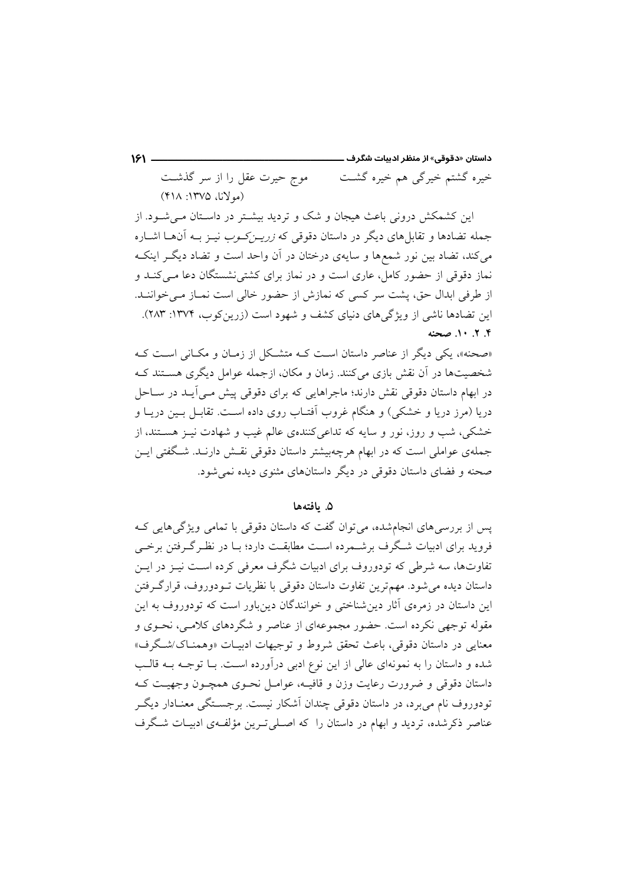خیره گشتم خیرگی هم خیره گشت　　موج حیرت عقل را از سر گذشت

(مولانا، ۱۳۷۵: ۴۱۸)

این کشمکش درونی باعث هیجان و شک و تردید بیشتر در داستان می‌شود. از جمله تضادها و تقابل‌های دیگر در داستان دقوقی که *زرین‌کوب* نیز به آن‌ها اشاره می‌کند، تضاد بین نور شمع‌ها و سایه‌ی درختان در آن واحد است و تضاد دیگر اینکه نماز دقوقی از حضور کامل، عاری است و در نماز برای کشتی‌نشستگان دعا می‌کند و از طرفی ابدال حق، پشت سر کسی که نمازش از حضور خالی است نماز می‌خوانند. این تضادها ناشی از ویژگی‌های دنیای کشف و شهود است (زرین‌کوب، ۱۳۷۴: ۲۸۳).

**۴. ۲. ۱۰. صحنه**

«صحنه»، یکی دیگر از عناصر داستان است که متشکل از زمان و مکانی است که شخصیت‌ها در آن نقش بازی می‌کنند. زمان و مکان، ازجمله عوامل دیگری هستند که در ابهام داستان دقوقی نقش دارند؛ ماجراهایی که برای دقوقی پیش می‌آید در ساحل دریا (مرز دریا و خشکی) و هنگام غروب آفتاب روی داده است. تقابل بین دریا و خشکی، شب و روز، نور و سایه که تداعی‌کننده‌ی عالم غیب و شهادت نیز هستند، از جمله‌ی عواملی است که در ابهام هرچه‌بیشتر داستان دقوقی نقش دارند. شگفتی این صحنه و فضای داستان دقوقی در دیگر داستان‌های مثنوی دیده نمی‌شود.

## ۵. یافته‌ها

پس از بررسی‌های انجام‌شده، می‌توان گفت که داستان دقوقی با تمامی ویژگی‌هایی که فروید برای ادبیات شگرف برشمرده است مطابقت دارد؛ با در نظرگرفتن برخی تفاوت‌ها، سه شرطی که تودوروف برای ادبیات شگرف معرفی کرده است نیز در این داستان دیده می‌شود. مهم‌ترین تفاوت داستان دقوقی با نظریات تودوروف، قرارگرفتن این داستان در زمره‌ی آثار دین‌شناختی و خوانندگان دین‌باور است که تودوروف به این مقوله توجهی نکرده است. حضور مجموعه‌ای از عناصر و شگردهای کلامی، نحوی و معنایی در داستان دقوقی، باعث تحقق شروط و توجیهات ادبیات «وهمناک/شگرف» شده و داستان را به نمونه‌ای عالی از این نوع ادبی درآورده است. با توجه به قالب داستان دقوقی و ضرورت رعایت وزن و قافیه، عوامل نحوی همچون وجهیت که تودوروف نام می‌برد، در داستان دقوقی چندان آشکار نیست. برجستگی معنادار دیگر عناصر ذکرشده، تردید و ابهام در داستان را که اصلی‌ترین مؤلفه‌ی ادبیات شگرف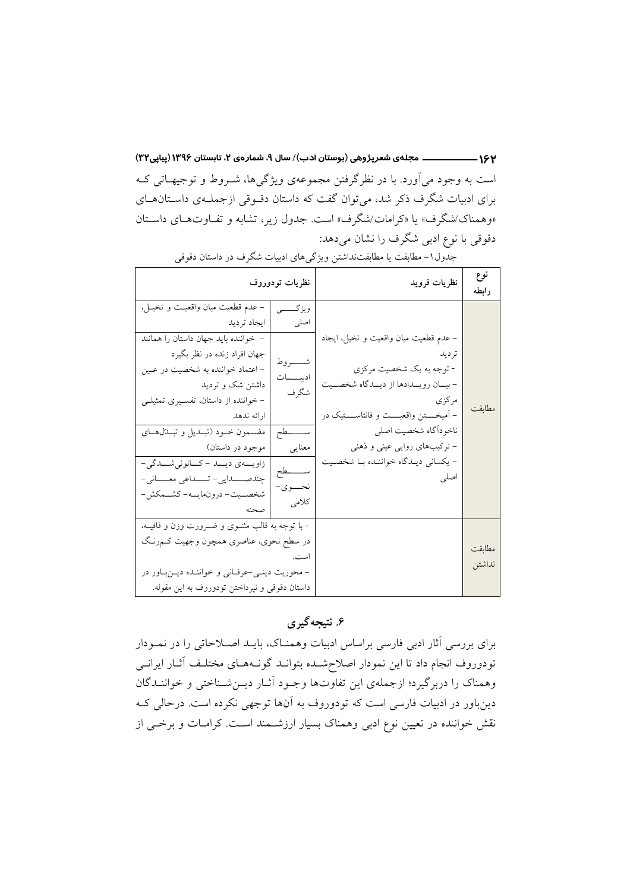است به وجود می‌آورد. با در نظرگرفتن مجموعه‌ی ویژگی‌ها، شروط و توجیهاتی که برای ادبیات شگرف ذکر شد، می‌توان گفت که داستان دقوقی ازجمله‌ی داستان‌های «وهمناک/شگرف» یا «کرامات/شگرف» است. جدول زیر، تشابه و تفاوت‌های داستان دقوقی با نوع ادبی شگرف را نشان می‌دهد:

جدول۱- مطابقت یا مطابقت‌نداشتن ویژگی‌های ادبیات شگرف در داستان دقوقی

| نوع رابطه | نظریات فروید | نظریات تودوروف | |
|---|---|---|---|
| مطابقت | - عدم قطعیت میان واقعیت و تخیل، ایجاد تردید<br>- توجه به یک شخصیت مرکزی<br>- بیان رویدادها از دیدگاه شخصیت مرکزی<br>- آمیختن واقعیت و فانتاستیک در ناخودآگاه شخصیت اصلی<br>- ترکیب‌های روایی عینی و ذهنی<br>- یکسانی دیدگاه خواننده با شخصیت اصلی | ویژگی اصلی | - عدم قطعیت میان واقعیت و تخیل، ایجاد تردید |
| | | شروط ادبیات شگرف | - خواننده باید جهان داستان را همانند جهان افراد زنده در نظر بگیرد<br>- اعتماد خواننده به شخصیت در عین داشتن شک و تردید<br>- خواننده از داستان، تفسیری تمثیلی ارائه ندهد |
| | | سطح معنایی | مضمون خود (تبدیل و تبدل‌های موجود در داستان) |
| | | سطح نحوی- کلامی | زاویه‌ی دید - کانونی‌شدگی- چندصدایی- تداعی معانی- شخصیت- درون‌مایه- کشمکش- صحنه |
| مطابقت نداشتن | | - با توجه به قالب مثنوی و ضرورت وزن و قافیه، در سطح نحوی، عناصری همچون وجهیت کم‌رنگ است.<br>- محوریت دینی-عرفانی و خواننده دین‌باور در داستان دقوقی و نپرداختن تودوروف به این مقوله. | |

## ۶. نتیجه‌گیری

برای بررسی آثار ادبی فارسی براساس ادبیات وهمناک، باید اصلاحاتی را در نمودار تودوروف انجام داد تا این نمودار اصلاح‌شده بتواند گونه‌های مختلف آثار ایرانی وهمناک را دربرگیرد؛ ازجمله‌ی این تفاوت‌ها وجود آثار دین‌شناختی و خوانندگان دین‌باور در ادبیات فارسی است که تودوروف به آن‌ها توجهی نکرده است. درحالی که نقش خواننده در تعیین نوع ادبی وهمناک بسیار ارزشمند است. کرامات و برخی از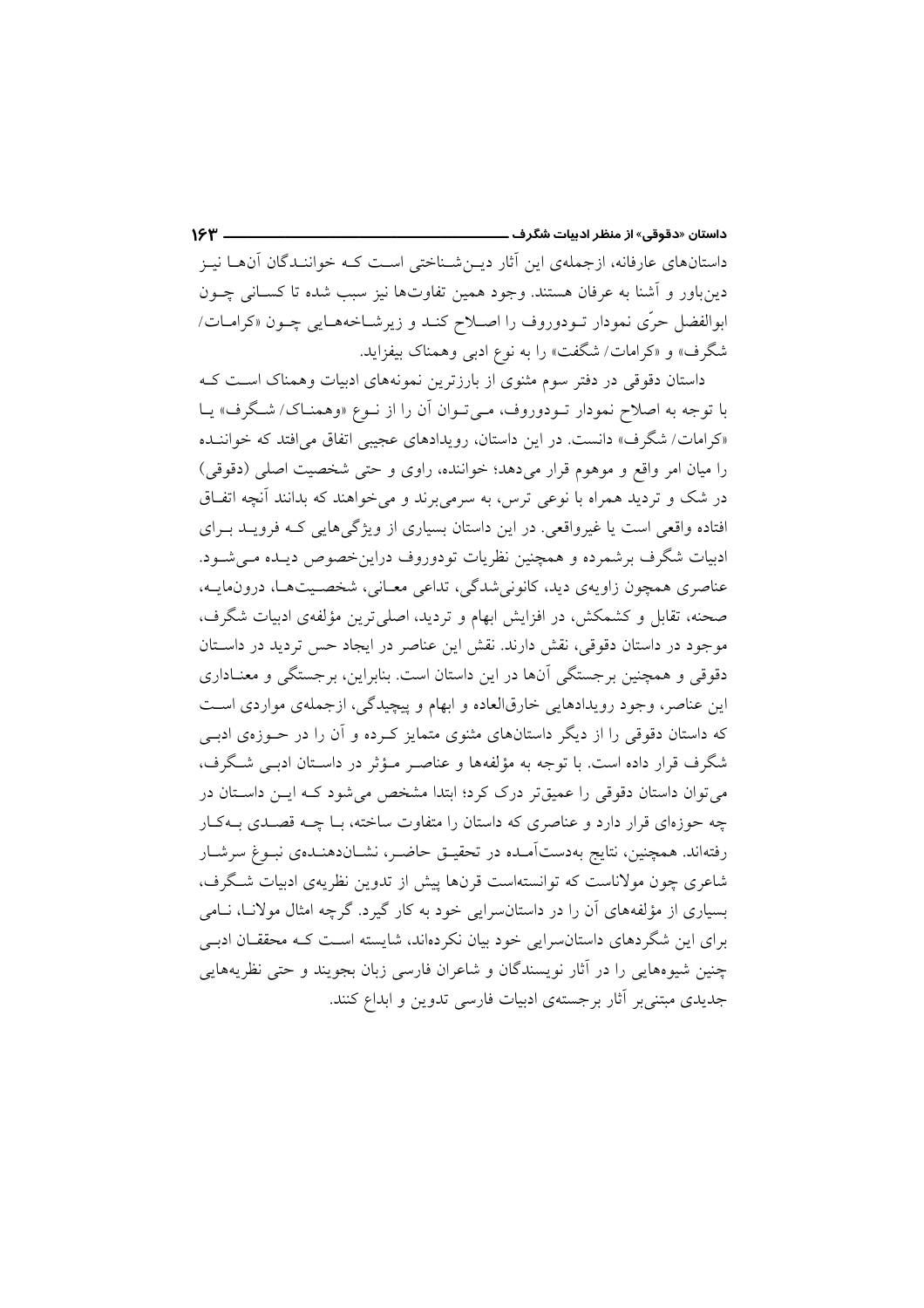داستان‌های عارفانه، ازجمله‌ی این آثار دین‌شناختی است که خوانندگان آن‌ها نیز دین‌باور و آشنا به عرفان هستند. وجود همین تفاوت‌ها نیز سبب شده تا کسانی چون ابوالفضل حرّی نمودار تودوروف را اصلاح کند و زیرشاخه‌هایی چون «کرامات/ شگرف» و «کرامات/ شگفت» را به نوع ادبی وهمناک بیفزاید.

داستان دقوقی در دفتر سوم مثنوی از بارزترین نمونه‌های ادبیات وهمناک است که با توجه به اصلاح نمودار تودوروف، می‌توان آن را از نوع «وهمناک/ شگرف» یا «کرامات/ شگرف» دانست. در این داستان، رویدادهای عجیبی اتفاق می‌افتد که خواننده را میان امر واقع و موهوم قرار می‌دهد؛ خواننده، راوی و حتی شخصیت اصلی (دقوقی) در شک و تردید همراه با نوعی ترس، به سرمی‌برند و می‌خواهند که بدانند آنچه اتفاق افتاده واقعی است یا غیرواقعی. در این داستان بسیاری از ویژگی‌هایی که فروید برای ادبیات شگرف برشمرده و همچنین نظریات تودوروف دراین‌خصوص دیده می‌شود. عناصری همچون زاویه‌ی دید، کانونی‌شدگی، تداعی معانی، شخصیت‌ها، درون‌مایه، صحنه، تقابل و کشمکش، در افزایش ابهام و تردید، اصلی‌ترین مؤلفه‌ی ادبیات شگرف، موجود در داستان دقوقی، نقش دارند. نقش این عناصر در ایجاد حس تردید در داستان دقوقی و همچنین برجستگی آن‌ها در این داستان است. بنابراین، برجستگی و معناداری این عناصر، وجود رویدادهایی خارق‌العاده و ابهام و پیچیدگی، ازجمله‌ی مواردی است که داستان دقوقی را از دیگر داستان‌های مثنوی متمایز کرده و آن را در حوزه‌ی ادبی شگرف قرار داده است. با توجه به مؤلفه‌ها و عناصر مؤثر در داستان ادبی شگرف، می‌توان داستان دقوقی را عمیق‌تر درک کرد؛ ابتدا مشخص می‌شود که این داستان در چه حوزه‌ای قرار دارد و عناصری که داستان را متفاوت ساخته، با چه قصدی به‌کار رفته‌اند. همچنین، نتایج به‌دست‌آمده در تحقیق حاضر، نشان‌دهنده‌ی نبوغ سرشار شاعری چون مولاناست که توانسته‌است قرن‌ها پیش از تدوین نظریه‌ی ادبیات شگرف، بسیاری از مؤلفه‌های آن را در داستان‌سرایی خود به کار گیرد. گرچه امثال مولانا، نامی برای این شگردهای داستان‌سرایی خود بیان نکرده‌اند، شایسته است که محققان ادبی چنین شیوه‌هایی را در آثار نویسندگان و شاعران فارسی زبان بجویند و حتی نظریه‌هایی جدیدی مبتنی‌بر آثار برجسته‌ی ادبیات فارسی تدوین و ابداع کنند.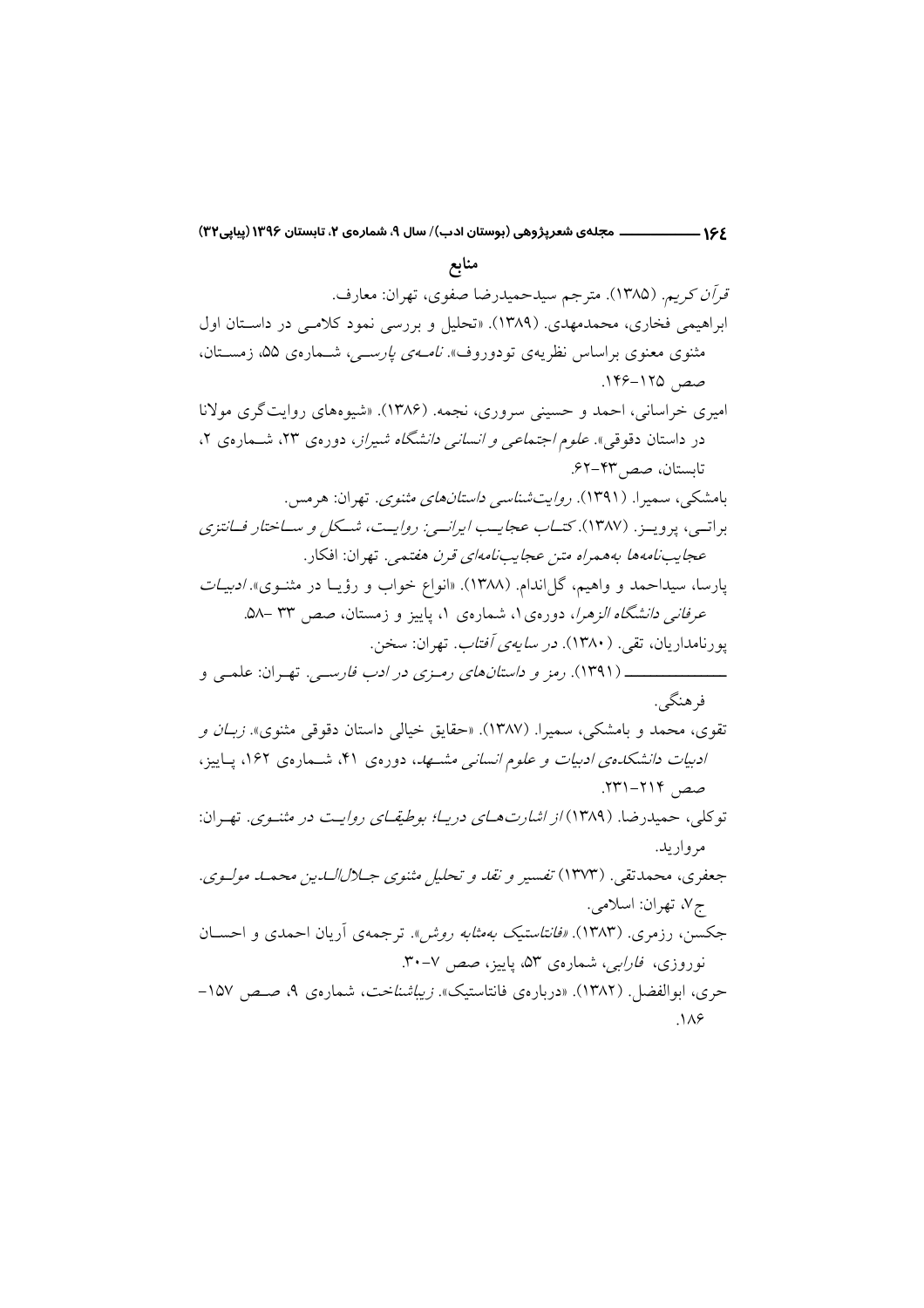## منابع

*قرآن کریم*. (۱۳۸۵). مترجم سیدحمیدرضا صفوی، تهران: معارف.

ابراهیمی فخاری، محمدمهدی. (۱۳۸۹). «تحلیل و بررسی نمود کلامی در داستان اول مثنوی معنوی براساس نظریه‌ی تودوروف». *نامه‌ی پارسی*، شماره‌ی ۵۵، زمستان، صص ۱۲۵-۱۴۶.

امیری خراسانی، احمد و حسینی سروری، نجمه. (۱۳۸۶). «شیوه‌های روایت‌گری مولانا در داستان دقوقی». *علوم اجتماعی و انسانی دانشگاه شیراز*، دوره‌ی ۲۳، شماره‌ی ۲، تابستان، صص ۴۳-۶۲.

بامشکی، سمیرا. (۱۳۹۱). *روایت‌شناسی داستان‌های مثنوی*. تهران: هرمس.

براتی، پرویز. (۱۳۸۷). *کتاب عجایب ایرانی: روایت، شکل و ساختار فانتزی عجایب‌نامه‌ها به‌همراه متن عجایب‌نامه‌ای قرن هفتمی*. تهران: افکار.

پارسا، سیداحمد و واهیم، گل‌اندام. (۱۳۸۸). «انواع خواب و رؤیا در مثنوی». *ادبیات عرفانی دانشگاه الزهرا*، دوره‌ی۱، شماره‌ی ۱، پاییز و زمستان، صص ۳۳ -۵۸.

پورنامداریان، تقی. (۱۳۸۰). *در سایه‌ی آفتاب*. تهران: سخن.

ـــــــــــــــــ (۱۳۹۱). *رمز و داستان‌های رمزی در ادب فارسی*. تهران: علمی و فرهنگی.

تقوی، محمد و بامشکی، سمیرا. (۱۳۸۷). «حقایق خیالی داستان دقوقی مثنوی». *زبان و ادبیات دانشکده‌ی ادبیات و علوم انسانی مشهد*، دوره‌ی ۴۱، شماره‌ی ۱۶۲، پاییز، صص ۲۱۴-۲۳۱.

توکلی، حمیدرضا. (۱۳۸۹) *از اشارت‌های دریا؛ بوطیقای روایت در مثنوی*. تهران: مروارید.

جعفری، محمدتقی. (۱۳۷۳) *تفسیر و نقد و تحلیل مثنوی جلال‌الدین محمد مولوی*. ج۷، تهران: اسلامی.

جکسن، رزمری. (۱۳۸۳). «*فانتاستیک به‌مثابه روش*». ترجمه‌ی آریان احمدی و احسان نوروزی، *فارابی*، شماره‌ی ۵۳، پاییز، صص ۷-۳۰.

حری، ابوالفضل. (۱۳۸۲). «درباره‌ی فانتاستیک». *زیباشناخت*، شماره‌ی ۹، صص ۱۵۷-۱۸۶.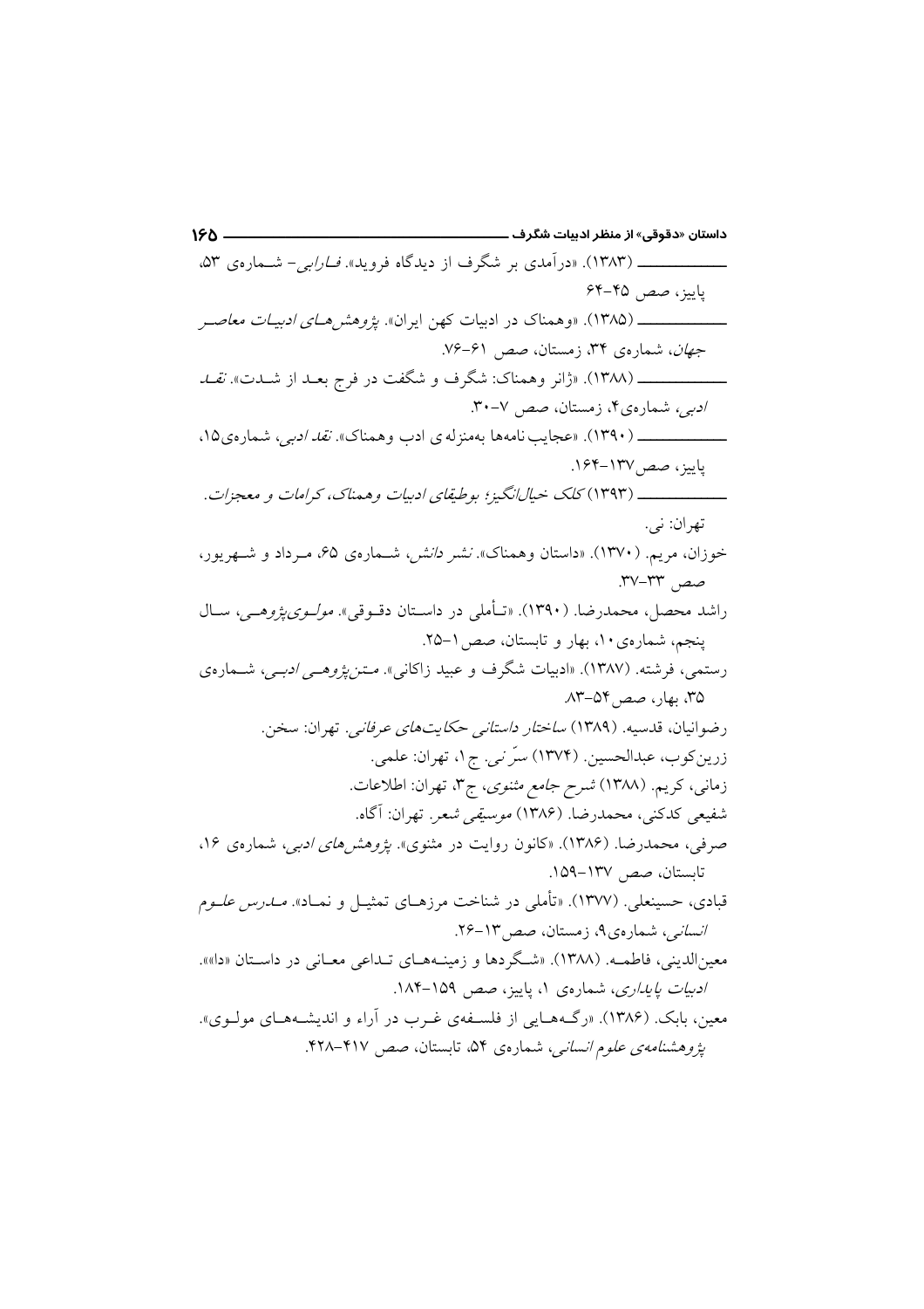ـــــــــــــــ (۱۳۸۳). «درآمدی بر شگرف از دیدگاه فروید». *فارابی*– شمارهی ۵۳، پاییز، صص ۴۵-۶۴

ـــــــــــــــ (۱۳۸۵). «وهمناک در ادبیات کهن ایران». *پژوهشهای ادبیات معاصر جهان*، شمارهی ۳۴، زمستان، صص ۶۱-۷۶.

ـــــــــــــــ (۱۳۸۸). «ژانر وهمناک: شگرف و شگفت در فرج بعد از شدت». *نقد ادبی*، شمارهی۴، زمستان، صص ۷-۳۰.

ـــــــــــــــ (۱۳۹۰). «عجایب نامهها بهمنزلهی ادب وهمناک». *نقد ادبی*، شمارهی۱۵، پاییز، صص۱۳۷-۱۶۴.

ـــــــــــــــ (۱۳۹۳) *کلک خیالانگیز؛ بوطیقای ادبیات وهمناک، کرامات و معجزات*. تهران: نی.

خوزان، مریم. (۱۳۷۰). «داستان وهمناک». *نشر دانش*، شمارهی ۶۵، مرداد و شهریور، صص ۳۳-۳۷.

راشد محصل، محمدرضا. (۱۳۹۰). «تأملی در داستان دقوقی». *مولویپژوهی*، سال پنجم، شمارهی ۱۰، بهار و تابستان، صص ۱-۲۵.

رستمی، فرشته. (۱۳۸۷). «ادبیات شگرف و عبید زاکانی». *متنپژوهی ادبی*، شمارهی ۳۵، بهار، صص۵۴-۸۳.

رضوانیان، قدسیه. (۱۳۸۹) *ساختار داستانی حکایتهای عرفانی*. تهران: سخن.

زرینکوب، عبدالحسین. (۱۳۷۴) *سرّ نی*. ج۱، تهران: علمی.

زمانی، کریم. (۱۳۸۸) *شرح جامع مثنوی*، ج۳، تهران: اطلاعات.

شفیعی کدکنی، محمدرضا. (۱۳۸۶) *موسیقی شعر*. تهران: آگاه.

صرفی، محمدرضا. (۱۳۸۶). «کانون روایت در مثنوی». *پژوهشهای ادبی*، شمارهی ۱۶، تابستان، صص ۱۳۷-۱۵۹.

قبادی، حسینعلی. (۱۳۷۷). «تأملی در شناخت مرزهای تمثیل و نماد». *مدرس علوم انسانی*، شمارهی۹، زمستان، صص۱۳-۲۶.

معینالدینی، فاطمه. (۱۳۸۸). «شگردها و زمینههای تداعی معانی در داستان «دا»». *ادبیات پایداری*، شمارهی ۱، پاییز، صص ۱۵۹-۱۸۴.

معین، بابک. (۱۳۸۶). «رگههایی از فلسفهی غرب در آراء و اندیشههای مولوی». *پژوهشنامهی علوم انسانی*، شمارهی ۵۴، تابستان، صص ۴۱۷-۴۲۸.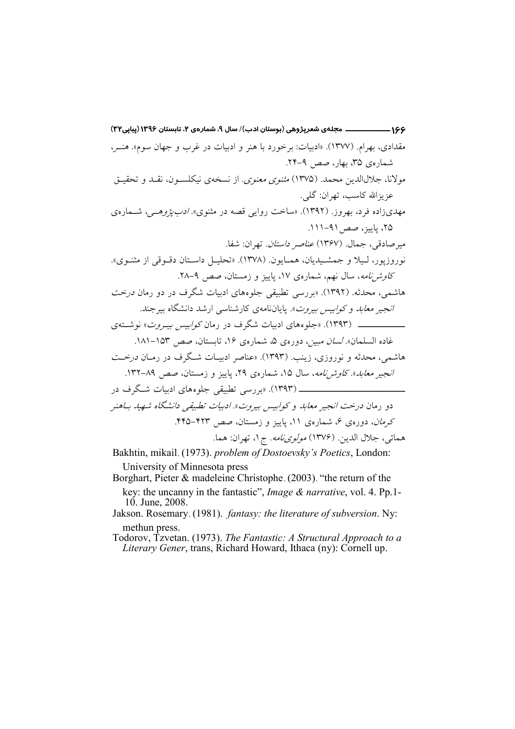مقدادی، بهرام. (۱۳۷۷). «ادبیات: برخورد با هنر و ادبیات در غرب و جهان سوم». هنـر، شمارهی ۳۵، بهار، صص ۹-۲۴.

مولانا، جلال‌الدین محمد. (۱۳۷۵) *مثنوی معنوی*. از نسخه‌ی نیکلسـون، نقـد و تحقیـق عزیزالله کاسب، تهران: گلی.

مهدی‌زاده فرد، بهروز. (۱۳۹۲). «ساخت روایی قصه در مثنوی». *ادب‌پژوهـی*، شـمارهی ۲۵، پاییز، صص ۹۱-۱۱۱.

میرصادقی، جمال. (۱۳۶۷) *عناصر داستان*. تهران: شفا.

نوروزپور، لـیلا و جمشـیدیان، همـایون. (۱۳۷۸). «تحلیـل داسـتان دقـوقی از مثنـوی». *کاوش‌نامه*، سال نهم، شمارهی ۱۷، پاییز و زمستان، صص ۹-۲۸.

هاشمی، محدثه. (۱۳۹۲). «بررسی تطبیقی جلوه‌های ادبیات شگرف در دو رمان درخت *انجیر معابد* و *کوابیس بیروت*». پایان‌نامه‌ی کارشناسی ارشد دانشگاه بیرجند.

ــــــــــــ (۱۳۹۳). «جلوه‌های ادبیات شگرف در رمان *کوابیس بیـروت*» نوشـته‌ی غاده السلمان». *لسان مبین*، دوره‌ی ۵، شماره‌ی ۱۶، تابستان، صص ۱۵۳-۱۸۱.

هاشمی، محدثه و نوروزی، زینب. (۱۳۹۳). «عناصر ادبیـات شـگرف در رمـان درخـت *انجیر معابد*». *کاوش‌نامه*، سال ۱۵، شماره‌ی ۲۹، پاییز و زمستان، صص ۸۹-۱۳۲.

ــــــــــــــــــــ (۱۳۹۳). «بررسی تطبیقی جلوه‌های ادبیات شـگرف در دو رمان درخت *انجیر معابد* و *کوابیس بیروت*». *ادبیات تطبیقی دانشگاه شهید بـاهنر کرمان*، دوره‌ی ۶، شماره‌ی ۱۱، پاییز و زمستان، صص ۴۲۳-۴۴۵.

همائی، جلال الدین. (۱۳۷۶) *مولوی‌نامه*. ج۱، تهران: هما.

Bakhtin, mikail. (1973). *problem of Dostoevsky's Poetics*, London: University of Minnesota press

Borghart, Pieter & madeleine Christophe. (2003). "the return of the key: the uncanny in the fantastic", *Image & narrative*, vol. 4. Pp.1-10. June, 2008.

Jakson. Rosemary. (1981). *fantasy: the literature of subversion*. Ny: methun press.

Todorov, Tzvetan. (1973). *The Fantastic: A Structural Approach to a Literary Gener*, trans, Richard Howard, Ithaca (ny): Cornell up.